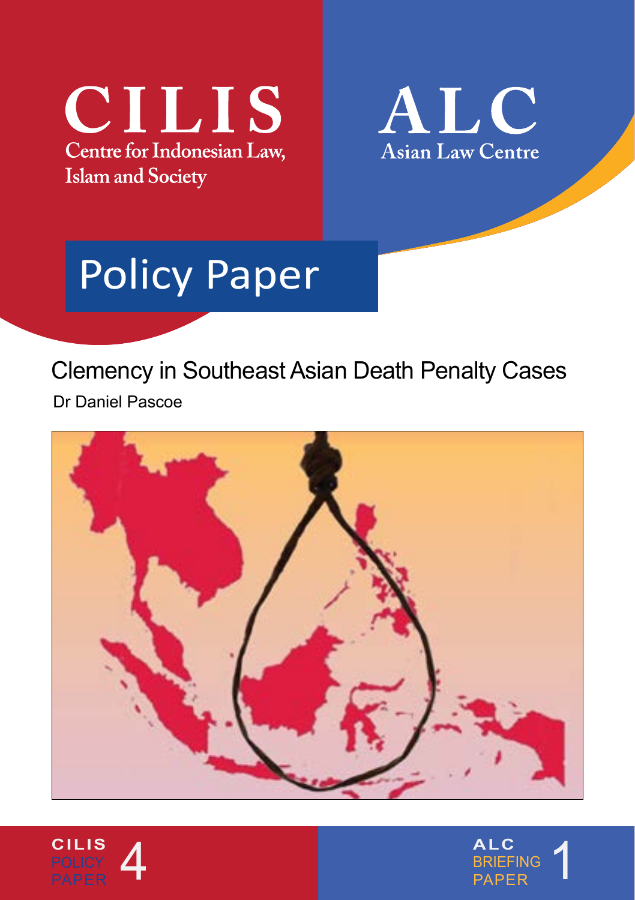# CILIS

Centre for Indonesian Law, Islam and Society

# ALC

Asian Law Centre

## Policy Paper

### Clemency in Southeast Asian Death Penalty Cases

Dr Daniel Pascoe

CILIS POLICY PAPER 4

ALC BRIEFING PAPER 1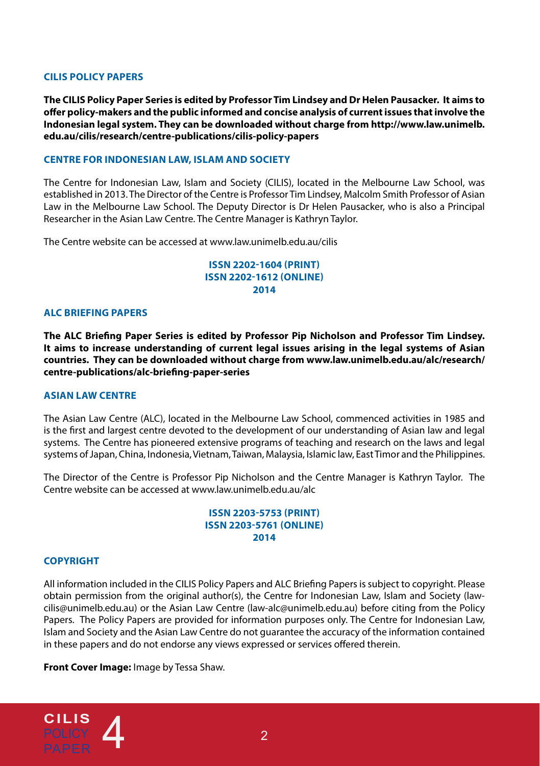## CILIS POLICY PAPERS

**The CILIS Policy Paper Series is edited by Professor Tim Lindsey and Dr Helen Pausacker. It aims to offer policy-makers and the public informed and concise analysis of current issues that involve the Indonesian legal system. They can be downloaded without charge from http://www.law.unimelb.edu.au/cilis/research/centre-publications/cilis-policy-papers**

## CENTRE FOR INDONESIAN LAW, ISLAM AND SOCIETY

The Centre for Indonesian Law, Islam and Society (CILIS), located in the Melbourne Law School, was established in 2013. The Director of the Centre is Professor Tim Lindsey, Malcolm Smith Professor of Asian Law in the Melbourne Law School. The Deputy Director is Dr Helen Pausacker, who is also a Principal Researcher in the Asian Law Centre. The Centre Manager is Kathryn Taylor.

The Centre website can be accessed at www.law.unimelb.edu.au/cilis

**ISSN 2202-1604 (PRINT)**
**ISSN 2202-1612 (ONLINE)**
**2014**

## ALC BRIEFING PAPERS

**The ALC Briefing Paper Series is edited by Professor Pip Nicholson and Professor Tim Lindsey. It aims to increase understanding of current legal issues arising in the legal systems of Asian countries. They can be downloaded without charge from www.law.unimelb.edu.au/alc/research/centre-publications/alc-briefing-paper-series**

## ASIAN LAW CENTRE

The Asian Law Centre (ALC), located in the Melbourne Law School, commenced activities in 1985 and is the first and largest centre devoted to the development of our understanding of Asian law and legal systems. The Centre has pioneered extensive programs of teaching and research on the laws and legal systems of Japan, China, Indonesia, Vietnam, Taiwan, Malaysia, Islamic law, East Timor and the Philippines.

The Director of the Centre is Professor Pip Nicholson and the Centre Manager is Kathryn Taylor. The Centre website can be accessed at www.law.unimelb.edu.au/alc

**ISSN 2203-5753 (PRINT)**
**ISSN 2203-5761 (ONLINE)**
**2014**

## COPYRIGHT

All information included in the CILIS Policy Papers and ALC Briefing Papers is subject to copyright. Please obtain permission from the original author(s), the Centre for Indonesian Law, Islam and Society (law-cilis@unimelb.edu.au) or the Asian Law Centre (law-alc@unimelb.edu.au) before citing from the Policy Papers. The Policy Papers are provided for information purposes only. The Centre for Indonesian Law, Islam and Society and the Asian Law Centre do not guarantee the accuracy of the information contained in these papers and do not endorse any views expressed or services offered therein.

**Front Cover Image:** Image by Tessa Shaw.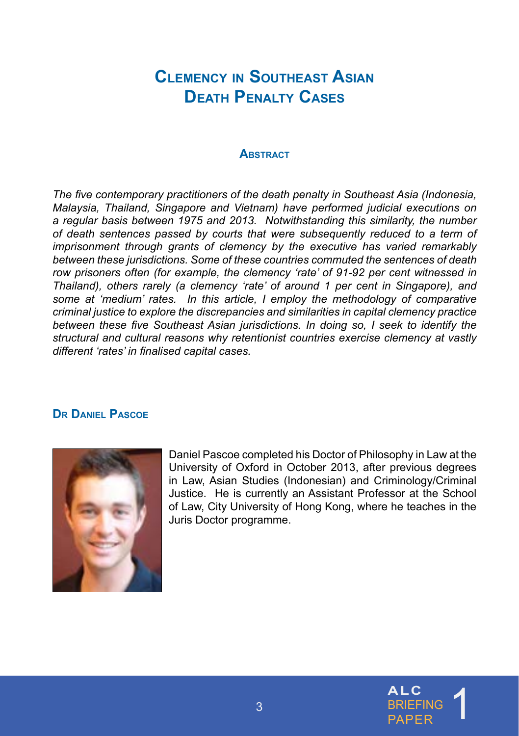# Clemency in Southeast Asian Death Penalty Cases

## Abstract

*The five contemporary practitioners of the death penalty in Southeast Asia (Indonesia, Malaysia, Thailand, Singapore and Vietnam) have performed judicial executions on a regular basis between 1975 and 2013. Notwithstanding this similarity, the number of death sentences passed by courts that were subsequently reduced to a term of imprisonment through grants of clemency by the executive has varied remarkably between these jurisdictions. Some of these countries commuted the sentences of death row prisoners often (for example, the clemency 'rate' of 91-92 per cent witnessed in Thailand), others rarely (a clemency 'rate' of around 1 per cent in Singapore), and some at 'medium' rates. In this article, I employ the methodology of comparative criminal justice to explore the discrepancies and similarities in capital clemency practice between these five Southeast Asian jurisdictions. In doing so, I seek to identify the structural and cultural reasons why retentionist countries exercise clemency at vastly different 'rates' in finalised capital cases.*

### Dr Daniel Pascoe

Daniel Pascoe completed his Doctor of Philosophy in Law at the University of Oxford in October 2013, after previous degrees in Law, Asian Studies (Indonesian) and Criminology/Criminal Justice. He is currently an Assistant Professor at the School of Law, City University of Hong Kong, where he teaches in the Juris Doctor programme.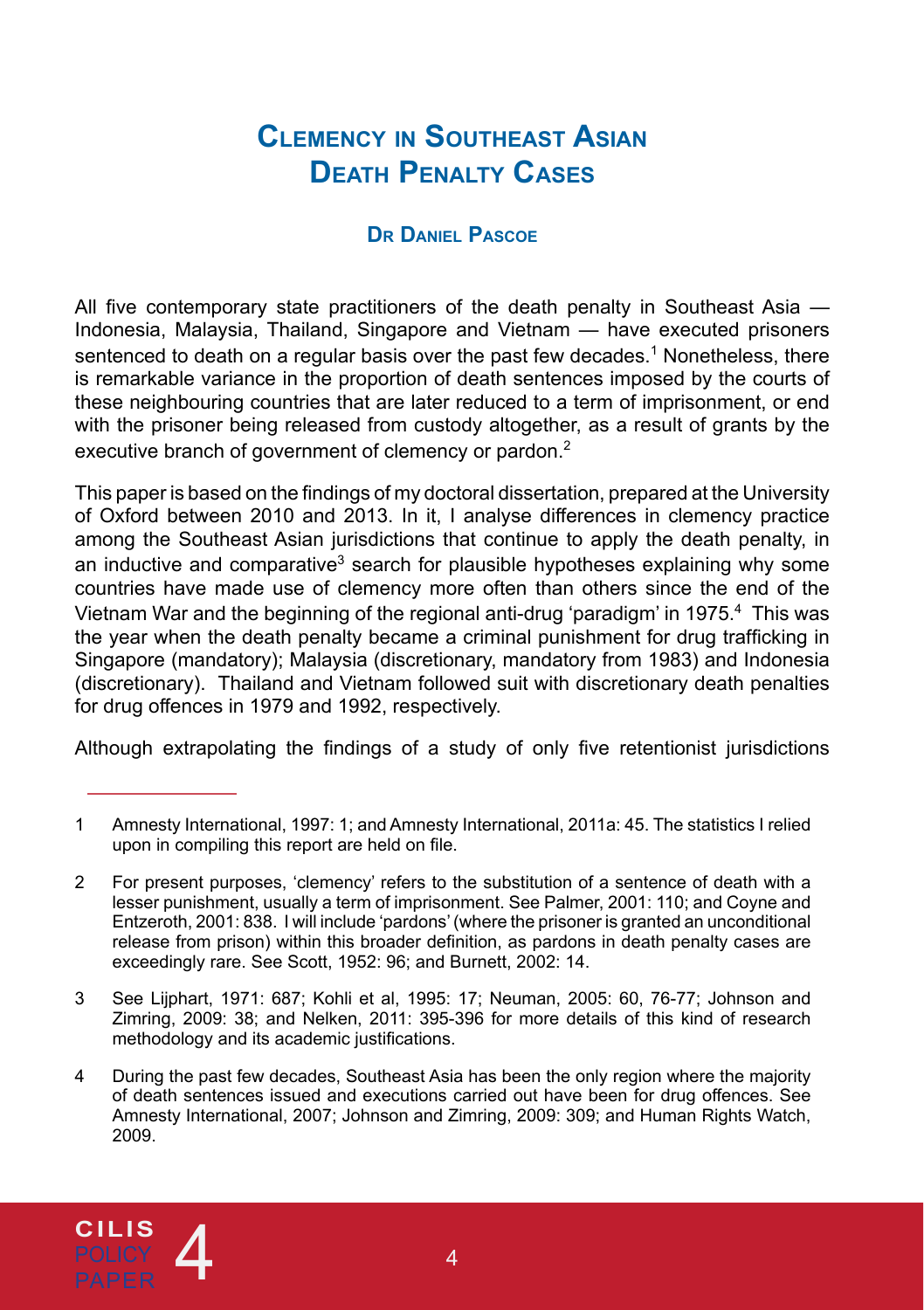# Clemency in Southeast Asian Death Penalty Cases

**Dr Daniel Pascoe**

All five contemporary state practitioners of the death penalty in Southeast Asia — Indonesia, Malaysia, Thailand, Singapore and Vietnam — have executed prisoners sentenced to death on a regular basis over the past few decades.[1] Nonetheless, there is remarkable variance in the proportion of death sentences imposed by the courts of these neighbouring countries that are later reduced to a term of imprisonment, or end with the prisoner being released from custody altogether, as a result of grants by the executive branch of government of clemency or pardon.[2]

This paper is based on the findings of my doctoral dissertation, prepared at the University of Oxford between 2010 and 2013. In it, I analyse differences in clemency practice among the Southeast Asian jurisdictions that continue to apply the death penalty, in an inductive and comparative[3] search for plausible hypotheses explaining why some countries have made use of clemency more often than others since the end of the Vietnam War and the beginning of the regional anti-drug 'paradigm' in 1975.[4] This was the year when the death penalty became a criminal punishment for drug trafficking in Singapore (mandatory); Malaysia (discretionary, mandatory from 1983) and Indonesia (discretionary). Thailand and Vietnam followed suit with discretionary death penalties for drug offences in 1979 and 1992, respectively.

Although extrapolating the findings of a study of only five retentionist jurisdictions

---

1 Amnesty International, 1997: 1; and Amnesty International, 2011a: 45. The statistics I relied upon in compiling this report are held on file.

2 For present purposes, 'clemency' refers to the substitution of a sentence of death with a lesser punishment, usually a term of imprisonment. See Palmer, 2001: 110; and Coyne and Entzeroth, 2001: 838. I will include 'pardons' (where the prisoner is granted an unconditional release from prison) within this broader definition, as pardons in death penalty cases are exceedingly rare. See Scott, 1952: 96; and Burnett, 2002: 14.

3 See Lijphart, 1971: 687; Kohli et al, 1995: 17; Neuman, 2005: 60, 76-77; Johnson and Zimring, 2009: 38; and Nelken, 2011: 395-396 for more details of this kind of research methodology and its academic justifications.

4 During the past few decades, Southeast Asia has been the only region where the majority of death sentences issued and executions carried out have been for drug offences. See Amnesty International, 2007; Johnson and Zimring, 2009: 309; and Human Rights Watch, 2009.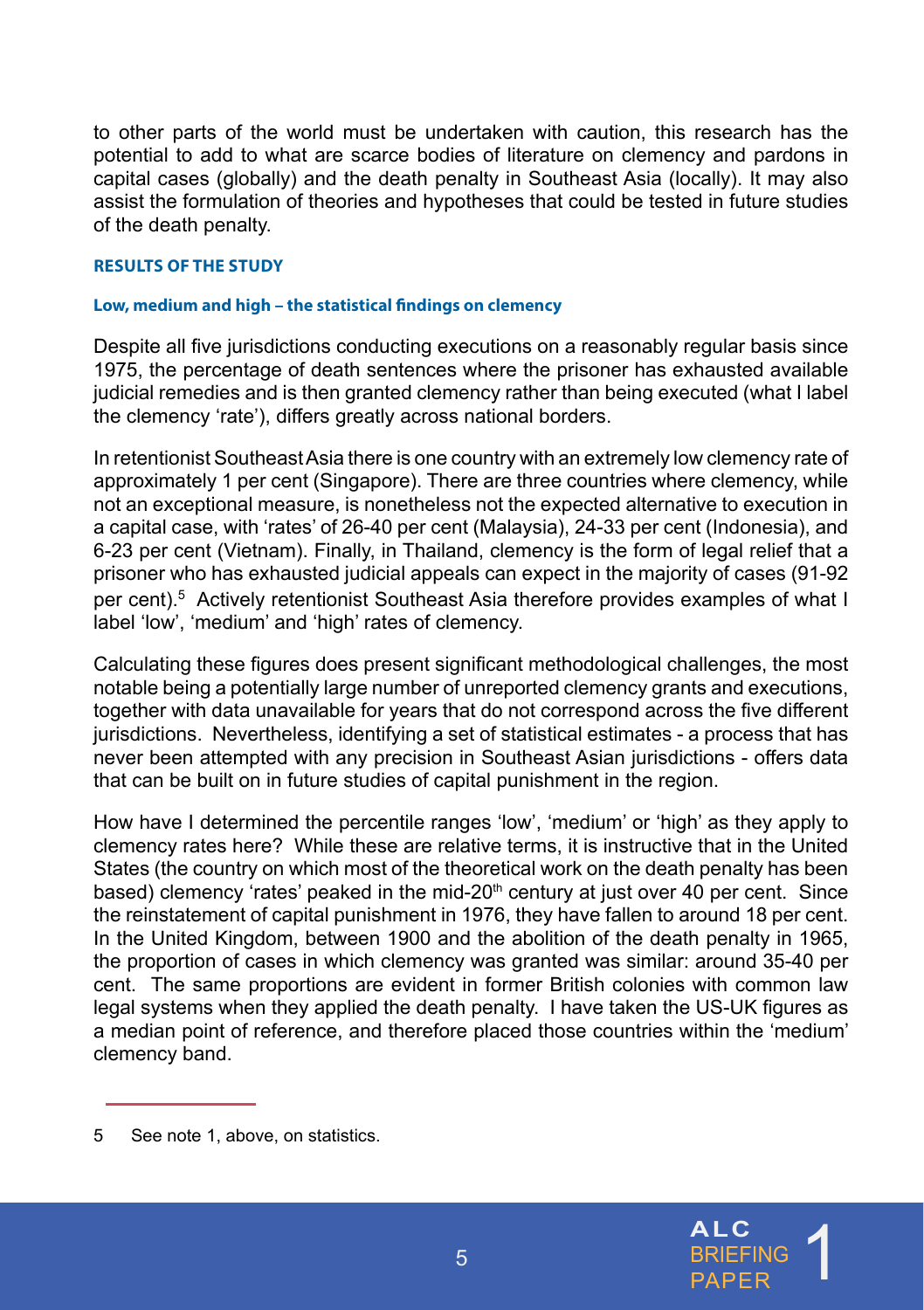to other parts of the world must be undertaken with caution, this research has the potential to add to what are scarce bodies of literature on clemency and pardons in capital cases (globally) and the death penalty in Southeast Asia (locally). It may also assist the formulation of theories and hypotheses that could be tested in future studies of the death penalty.

## RESULTS OF THE STUDY

### Low, medium and high – the statistical findings on clemency

Despite all five jurisdictions conducting executions on a reasonably regular basis since 1975, the percentage of death sentences where the prisoner has exhausted available judicial remedies and is then granted clemency rather than being executed (what I label the clemency 'rate'), differs greatly across national borders.

In retentionist Southeast Asia there is one country with an extremely low clemency rate of approximately 1 per cent (Singapore). There are three countries where clemency, while not an exceptional measure, is nonetheless not the expected alternative to execution in a capital case, with 'rates' of 26-40 per cent (Malaysia), 24-33 per cent (Indonesia), and 6-23 per cent (Vietnam). Finally, in Thailand, clemency is the form of legal relief that a prisoner who has exhausted judicial appeals can expect in the majority of cases (91-92 per cent).[5] Actively retentionist Southeast Asia therefore provides examples of what I label 'low', 'medium' and 'high' rates of clemency.

Calculating these figures does present significant methodological challenges, the most notable being a potentially large number of unreported clemency grants and executions, together with data unavailable for years that do not correspond across the five different jurisdictions. Nevertheless, identifying a set of statistical estimates - a process that has never been attempted with any precision in Southeast Asian jurisdictions - offers data that can be built on in future studies of capital punishment in the region.

How have I determined the percentile ranges 'low', 'medium' or 'high' as they apply to clemency rates here? While these are relative terms, it is instructive that in the United States (the country on which most of the theoretical work on the death penalty has been based) clemency 'rates' peaked in the mid-20th century at just over 40 per cent. Since the reinstatement of capital punishment in 1976, they have fallen to around 18 per cent. In the United Kingdom, between 1900 and the abolition of the death penalty in 1965, the proportion of cases in which clemency was granted was similar: around 35-40 per cent. The same proportions are evident in former British colonies with common law legal systems when they applied the death penalty. I have taken the US-UK figures as a median point of reference, and therefore placed those countries within the 'medium' clemency band.

---

5 See note 1, above, on statistics.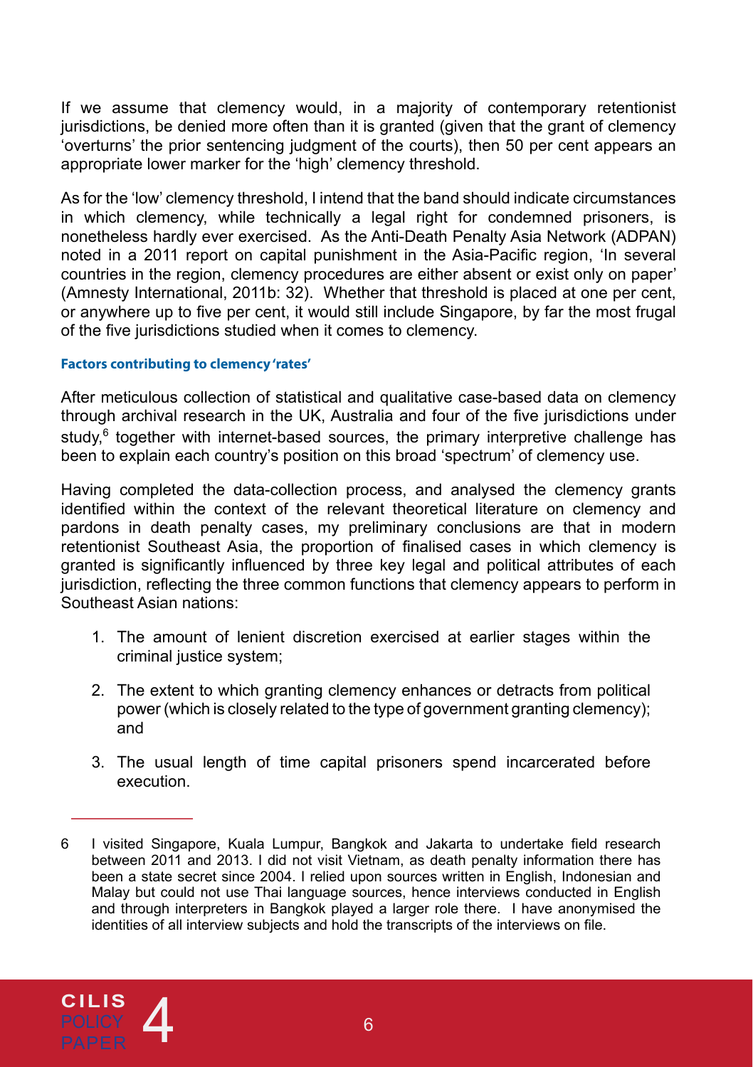If we assume that clemency would, in a majority of contemporary retentionist jurisdictions, be denied more often than it is granted (given that the grant of clemency 'overturns' the prior sentencing judgment of the courts), then 50 per cent appears an appropriate lower marker for the 'high' clemency threshold.

As for the 'low' clemency threshold, I intend that the band should indicate circumstances in which clemency, while technically a legal right for condemned prisoners, is nonetheless hardly ever exercised. As the Anti-Death Penalty Asia Network (ADPAN) noted in a 2011 report on capital punishment in the Asia-Pacific region, 'In several countries in the region, clemency procedures are either absent or exist only on paper' (Amnesty International, 2011b: 32). Whether that threshold is placed at one per cent, or anywhere up to five per cent, it would still include Singapore, by far the most frugal of the five jurisdictions studied when it comes to clemency.

#### Factors contributing to clemency 'rates'

After meticulous collection of statistical and qualitative case-based data on clemency through archival research in the UK, Australia and four of the five jurisdictions under study,[6] together with internet-based sources, the primary interpretive challenge has been to explain each country's position on this broad 'spectrum' of clemency use.

Having completed the data-collection process, and analysed the clemency grants identified within the context of the relevant theoretical literature on clemency and pardons in death penalty cases, my preliminary conclusions are that in modern retentionist Southeast Asia, the proportion of finalised cases in which clemency is granted is significantly influenced by three key legal and political attributes of each jurisdiction, reflecting the three common functions that clemency appears to perform in Southeast Asian nations:

1. The amount of lenient discretion exercised at earlier stages within the criminal justice system;
2. The extent to which granting clemency enhances or detracts from political power (which is closely related to the type of government granting clemency); and
3. The usual length of time capital prisoners spend incarcerated before execution.

---

6 I visited Singapore, Kuala Lumpur, Bangkok and Jakarta to undertake field research between 2011 and 2013. I did not visit Vietnam, as death penalty information there has been a state secret since 2004. I relied upon sources written in English, Indonesian and Malay but could not use Thai language sources, hence interviews conducted in English and through interpreters in Bangkok played a larger role there. I have anonymised the identities of all interview subjects and hold the transcripts of the interviews on file.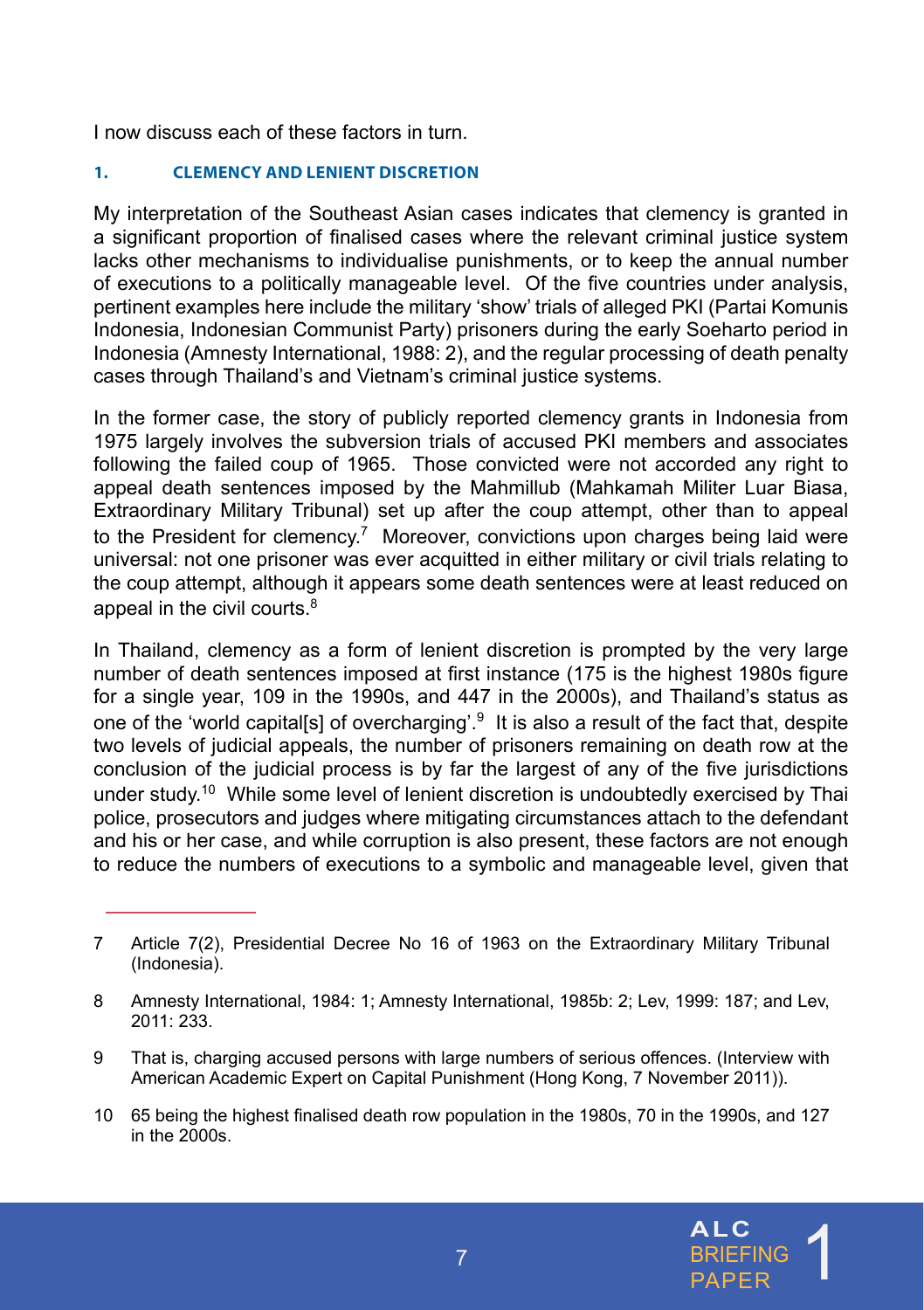I now discuss each of these factors in turn.

### 1. CLEMENCY AND LENIENT DISCRETION

My interpretation of the Southeast Asian cases indicates that clemency is granted in a significant proportion of finalised cases where the relevant criminal justice system lacks other mechanisms to individualise punishments, or to keep the annual number of executions to a politically manageable level. Of the five countries under analysis, pertinent examples here include the military 'show' trials of alleged PKI (Partai Komunis Indonesia, Indonesian Communist Party) prisoners during the early Soeharto period in Indonesia (Amnesty International, 1988: 2), and the regular processing of death penalty cases through Thailand's and Vietnam's criminal justice systems.

In the former case, the story of publicly reported clemency grants in Indonesia from 1975 largely involves the subversion trials of accused PKI members and associates following the failed coup of 1965. Those convicted were not accorded any right to appeal death sentences imposed by the Mahmillub (Mahkamah Militer Luar Biasa, Extraordinary Military Tribunal) set up after the coup attempt, other than to appeal to the President for clemency.[7] Moreover, convictions upon charges being laid were universal: not one prisoner was ever acquitted in either military or civil trials relating to the coup attempt, although it appears some death sentences were at least reduced on appeal in the civil courts.[8]

In Thailand, clemency as a form of lenient discretion is prompted by the very large number of death sentences imposed at first instance (175 is the highest 1980s figure for a single year, 109 in the 1990s, and 447 in the 2000s), and Thailand's status as one of the 'world capital[s] of overcharging'.[9] It is also a result of the fact that, despite two levels of judicial appeals, the number of prisoners remaining on death row at the conclusion of the judicial process is by far the largest of any of the five jurisdictions under study.[10] While some level of lenient discretion is undoubtedly exercised by Thai police, prosecutors and judges where mitigating circumstances attach to the defendant and his or her case, and while corruption is also present, these factors are not enough to reduce the numbers of executions to a symbolic and manageable level, given that

---

7 Article 7(2), Presidential Decree No 16 of 1963 on the Extraordinary Military Tribunal (Indonesia).

8 Amnesty International, 1984: 1; Amnesty International, 1985b: 2; Lev, 1999: 187; and Lev, 2011: 233.

9 That is, charging accused persons with large numbers of serious offences. (Interview with American Academic Expert on Capital Punishment (Hong Kong, 7 November 2011)).

10 65 being the highest finalised death row population in the 1980s, 70 in the 1990s, and 127 in the 2000s.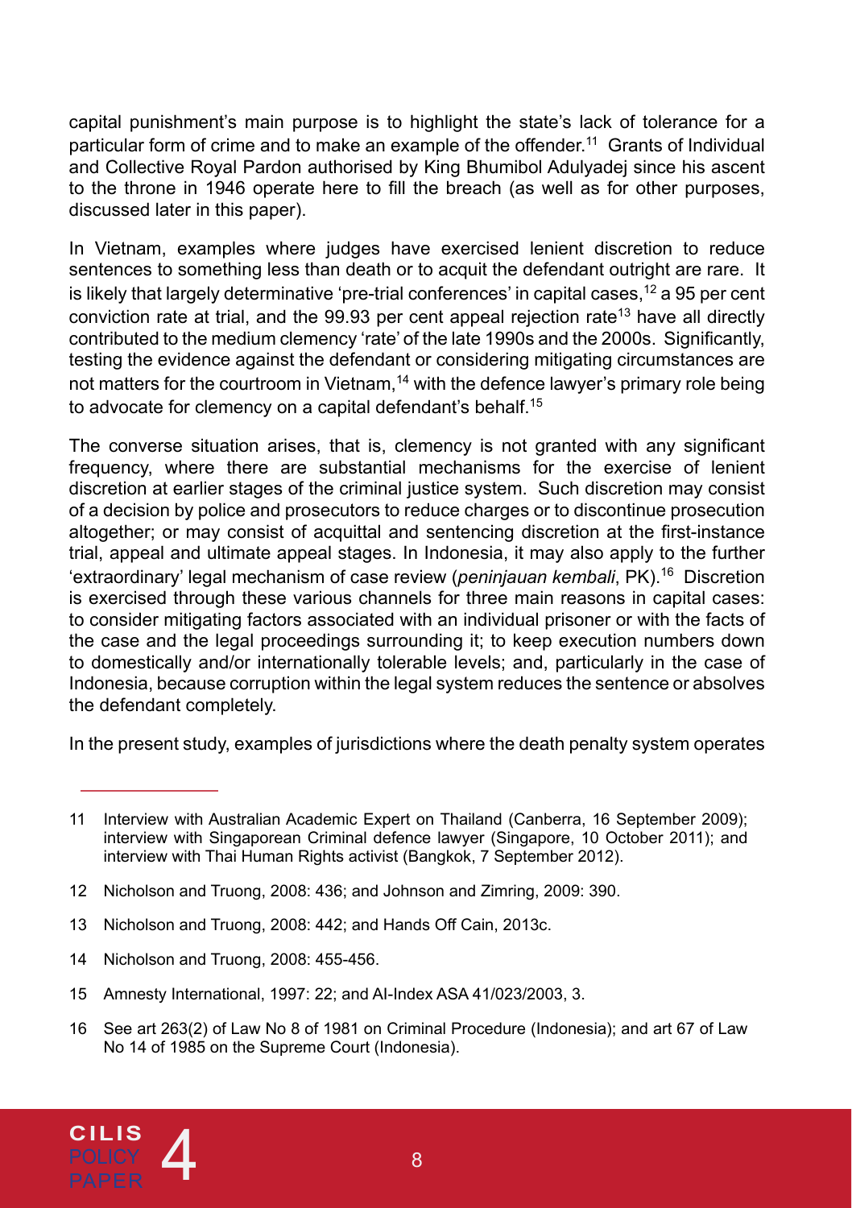capital punishment's main purpose is to highlight the state's lack of tolerance for a particular form of crime and to make an example of the offender.[11] Grants of Individual and Collective Royal Pardon authorised by King Bhumibol Adulyadej since his ascent to the throne in 1946 operate here to fill the breach (as well as for other purposes, discussed later in this paper).

In Vietnam, examples where judges have exercised lenient discretion to reduce sentences to something less than death or to acquit the defendant outright are rare. It is likely that largely determinative 'pre-trial conferences' in capital cases,[12] a 95 per cent conviction rate at trial, and the 99.93 per cent appeal rejection rate[13] have all directly contributed to the medium clemency 'rate' of the late 1990s and the 2000s. Significantly, testing the evidence against the defendant or considering mitigating circumstances are not matters for the courtroom in Vietnam,[14] with the defence lawyer's primary role being to advocate for clemency on a capital defendant's behalf.[15]

The converse situation arises, that is, clemency is not granted with any significant frequency, where there are substantial mechanisms for the exercise of lenient discretion at earlier stages of the criminal justice system. Such discretion may consist of a decision by police and prosecutors to reduce charges or to discontinue prosecution altogether; or may consist of acquittal and sentencing discretion at the first-instance trial, appeal and ultimate appeal stages. In Indonesia, it may also apply to the further 'extraordinary' legal mechanism of case review (*peninjauan kembali*, PK).[16] Discretion is exercised through these various channels for three main reasons in capital cases: to consider mitigating factors associated with an individual prisoner or with the facts of the case and the legal proceedings surrounding it; to keep execution numbers down to domestically and/or internationally tolerable levels; and, particularly in the case of Indonesia, because corruption within the legal system reduces the sentence or absolves the defendant completely.

In the present study, examples of jurisdictions where the death penalty system operates

---

11 Interview with Australian Academic Expert on Thailand (Canberra, 16 September 2009); interview with Singaporean Criminal defence lawyer (Singapore, 10 October 2011); and interview with Thai Human Rights activist (Bangkok, 7 September 2012).

12 Nicholson and Truong, 2008: 436; and Johnson and Zimring, 2009: 390.

13 Nicholson and Truong, 2008: 442; and Hands Off Cain, 2013c.

14 Nicholson and Truong, 2008: 455-456.

15 Amnesty International, 1997: 22; and AI-Index ASA 41/023/2003, 3.

16 See art 263(2) of Law No 8 of 1981 on Criminal Procedure (Indonesia); and art 67 of Law No 14 of 1985 on the Supreme Court (Indonesia).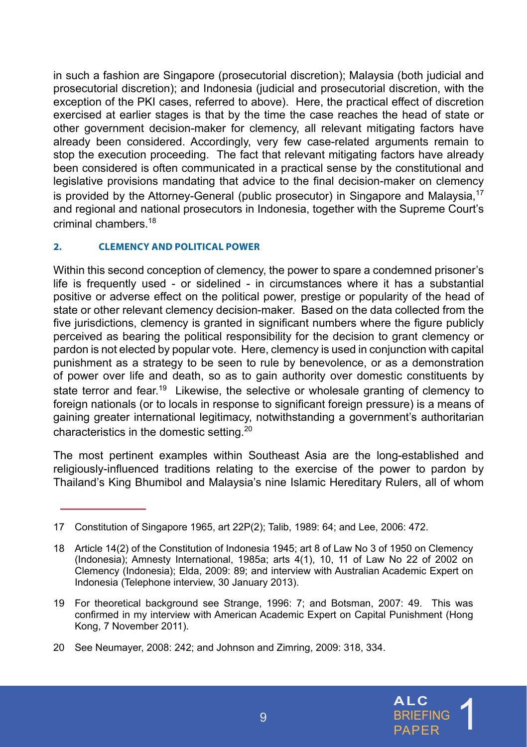in such a fashion are Singapore (prosecutorial discretion); Malaysia (both judicial and prosecutorial discretion); and Indonesia (judicial and prosecutorial discretion, with the exception of the PKI cases, referred to above). Here, the practical effect of discretion exercised at earlier stages is that by the time the case reaches the head of state or other government decision-maker for clemency, all relevant mitigating factors have already been considered. Accordingly, very few case-related arguments remain to stop the execution proceeding. The fact that relevant mitigating factors have already been considered is often communicated in a practical sense by the constitutional and legislative provisions mandating that advice to the final decision-maker on clemency is provided by the Attorney-General (public prosecutor) in Singapore and Malaysia,[17] and regional and national prosecutors in Indonesia, together with the Supreme Court's criminal chambers.[18]

#### 2. CLEMENCY AND POLITICAL POWER

Within this second conception of clemency, the power to spare a condemned prisoner's life is frequently used - or sidelined - in circumstances where it has a substantial positive or adverse effect on the political power, prestige or popularity of the head of state or other relevant clemency decision-maker. Based on the data collected from the five jurisdictions, clemency is granted in significant numbers where the figure publicly perceived as bearing the political responsibility for the decision to grant clemency or pardon is not elected by popular vote. Here, clemency is used in conjunction with capital punishment as a strategy to be seen to rule by benevolence, or as a demonstration of power over life and death, so as to gain authority over domestic constituents by state terror and fear.[19] Likewise, the selective or wholesale granting of clemency to foreign nationals (or to locals in response to significant foreign pressure) is a means of gaining greater international legitimacy, notwithstanding a government's authoritarian characteristics in the domestic setting.[20]

The most pertinent examples within Southeast Asia are the long-established and religiously-influenced traditions relating to the exercise of the power to pardon by Thailand's King Bhumibol and Malaysia's nine Islamic Hereditary Rulers, all of whom

---

17 Constitution of Singapore 1965, art 22P(2); Talib, 1989: 64; and Lee, 2006: 472.

18 Article 14(2) of the Constitution of Indonesia 1945; art 8 of Law No 3 of 1950 on Clemency (Indonesia); Amnesty International, 1985a; arts 4(1), 10, 11 of Law No 22 of 2002 on Clemency (Indonesia); Elda, 2009: 89; and interview with Australian Academic Expert on Indonesia (Telephone interview, 30 January 2013).

19 For theoretical background see Strange, 1996: 7; and Botsman, 2007: 49. This was confirmed in my interview with American Academic Expert on Capital Punishment (Hong Kong, 7 November 2011).

20 See Neumayer, 2008: 242; and Johnson and Zimring, 2009: 318, 334.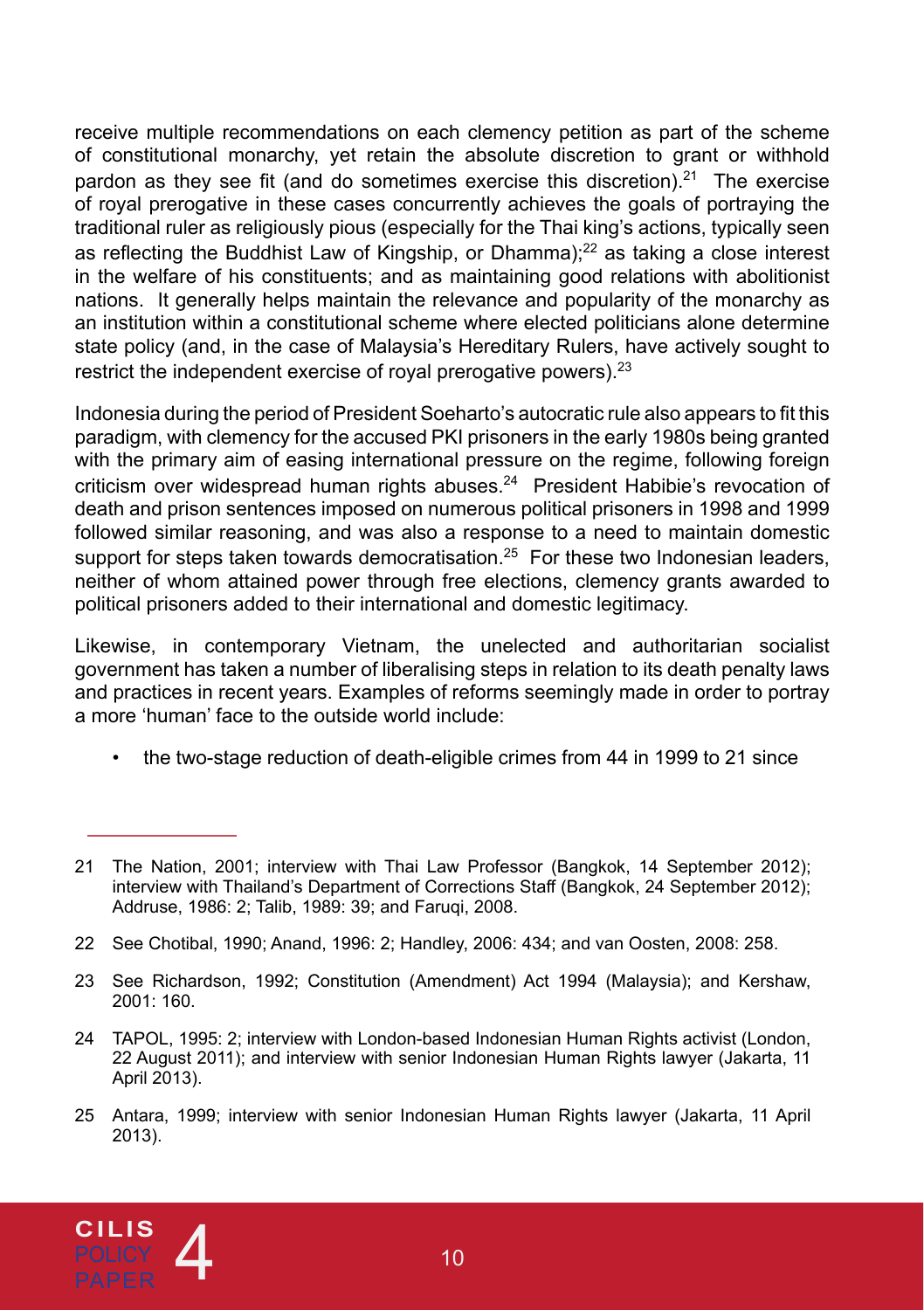receive multiple recommendations on each clemency petition as part of the scheme of constitutional monarchy, yet retain the absolute discretion to grant or withhold pardon as they see fit (and do sometimes exercise this discretion).[21] The exercise of royal prerogative in these cases concurrently achieves the goals of portraying the traditional ruler as religiously pious (especially for the Thai king's actions, typically seen as reflecting the Buddhist Law of Kingship, or Dhamma);[22] as taking a close interest in the welfare of his constituents; and as maintaining good relations with abolitionist nations. It generally helps maintain the relevance and popularity of the monarchy as an institution within a constitutional scheme where elected politicians alone determine state policy (and, in the case of Malaysia's Hereditary Rulers, have actively sought to restrict the independent exercise of royal prerogative powers).[23]

Indonesia during the period of President Soeharto's autocratic rule also appears to fit this paradigm, with clemency for the accused PKI prisoners in the early 1980s being granted with the primary aim of easing international pressure on the regime, following foreign criticism over widespread human rights abuses.[24] President Habibie's revocation of death and prison sentences imposed on numerous political prisoners in 1998 and 1999 followed similar reasoning, and was also a response to a need to maintain domestic support for steps taken towards democratisation.[25] For these two Indonesian leaders, neither of whom attained power through free elections, clemency grants awarded to political prisoners added to their international and domestic legitimacy.

Likewise, in contemporary Vietnam, the unelected and authoritarian socialist government has taken a number of liberalising steps in relation to its death penalty laws and practices in recent years. Examples of reforms seemingly made in order to portray a more 'human' face to the outside world include:

- the two-stage reduction of death-eligible crimes from 44 in 1999 to 21 since

---

21 The Nation, 2001; interview with Thai Law Professor (Bangkok, 14 September 2012); interview with Thailand's Department of Corrections Staff (Bangkok, 24 September 2012); Addruse, 1986: 2; Talib, 1989: 39; and Faruqi, 2008.

22 See Chotibal, 1990; Anand, 1996: 2; Handley, 2006: 434; and van Oosten, 2008: 258.

23 See Richardson, 1992; Constitution (Amendment) Act 1994 (Malaysia); and Kershaw, 2001: 160.

24 TAPOL, 1995: 2; interview with London-based Indonesian Human Rights activist (London, 22 August 2011); and interview with senior Indonesian Human Rights lawyer (Jakarta, 11 April 2013).

25 Antara, 1999; interview with senior Indonesian Human Rights lawyer (Jakarta, 11 April 2013).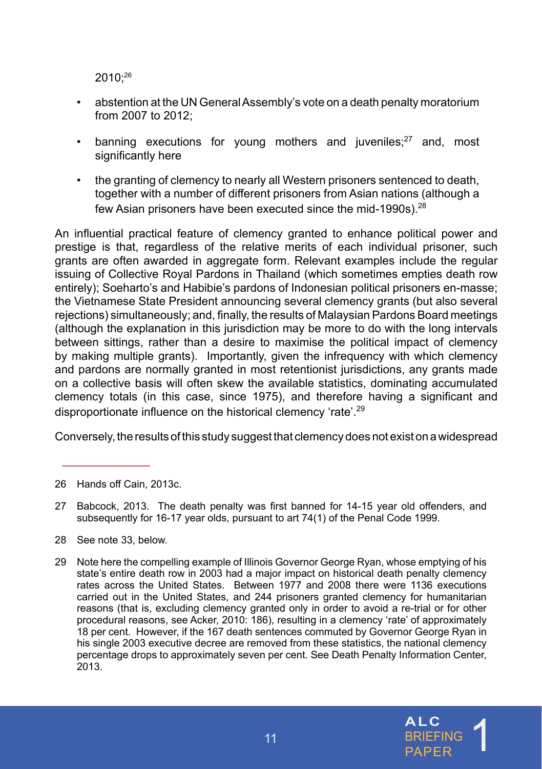2010;[26]

- abstention at the UN General Assembly's vote on a death penalty moratorium from 2007 to 2012;
- banning executions for young mothers and juveniles;[27] and, most significantly here
- the granting of clemency to nearly all Western prisoners sentenced to death, together with a number of different prisoners from Asian nations (although a few Asian prisoners have been executed since the mid-1990s).[28]

An influential practical feature of clemency granted to enhance political power and prestige is that, regardless of the relative merits of each individual prisoner, such grants are often awarded in aggregate form. Relevant examples include the regular issuing of Collective Royal Pardons in Thailand (which sometimes empties death row entirely); Soeharto's and Habibie's pardons of Indonesian political prisoners en-masse; the Vietnamese State President announcing several clemency grants (but also several rejections) simultaneously; and, finally, the results of Malaysian Pardons Board meetings (although the explanation in this jurisdiction may be more to do with the long intervals between sittings, rather than a desire to maximise the political impact of clemency by making multiple grants). Importantly, given the infrequency with which clemency and pardons are normally granted in most retentionist jurisdictions, any grants made on a collective basis will often skew the available statistics, dominating accumulated clemency totals (in this case, since 1975), and therefore having a significant and disproportionate influence on the historical clemency 'rate'.[29]

Conversely, the results of this study suggest that clemency does not exist on a widespread

---

26 Hands off Cain, 2013c.

27 Babcock, 2013. The death penalty was first banned for 14-15 year old offenders, and subsequently for 16-17 year olds, pursuant to art 74(1) of the Penal Code 1999.

28 See note 33, below.

29 Note here the compelling example of Illinois Governor George Ryan, whose emptying of his state's entire death row in 2003 had a major impact on historical death penalty clemency rates across the United States. Between 1977 and 2008 there were 1136 executions carried out in the United States, and 244 prisoners granted clemency for humanitarian reasons (that is, excluding clemency granted only in order to avoid a re-trial or for other procedural reasons, see Acker, 2010: 186), resulting in a clemency 'rate' of approximately 18 per cent. However, if the 167 death sentences commuted by Governor George Ryan in his single 2003 executive decree are removed from these statistics, the national clemency percentage drops to approximately seven per cent. See Death Penalty Information Center, 2013.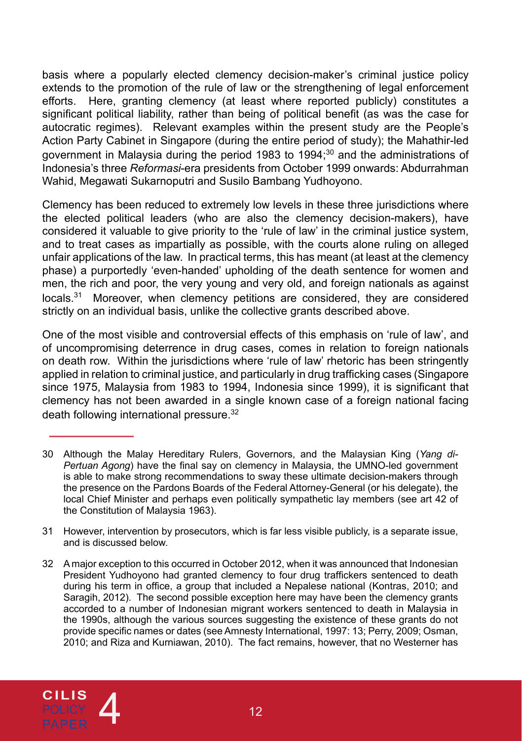basis where a popularly elected clemency decision-maker's criminal justice policy extends to the promotion of the rule of law or the strengthening of legal enforcement efforts. Here, granting clemency (at least where reported publicly) constitutes a significant political liability, rather than being of political benefit (as was the case for autocratic regimes). Relevant examples within the present study are the People's Action Party Cabinet in Singapore (during the entire period of study); the Mahathir-led government in Malaysia during the period 1983 to 1994;[30] and the administrations of Indonesia's three *Reformasi*-era presidents from October 1999 onwards: Abdurrahman Wahid, Megawati Sukarnoputri and Susilo Bambang Yudhoyono.

Clemency has been reduced to extremely low levels in these three jurisdictions where the elected political leaders (who are also the clemency decision-makers), have considered it valuable to give priority to the 'rule of law' in the criminal justice system, and to treat cases as impartially as possible, with the courts alone ruling on alleged unfair applications of the law. In practical terms, this has meant (at least at the clemency phase) a purportedly 'even-handed' upholding of the death sentence for women and men, the rich and poor, the very young and very old, and foreign nationals as against locals.[31] Moreover, when clemency petitions are considered, they are considered strictly on an individual basis, unlike the collective grants described above.

One of the most visible and controversial effects of this emphasis on 'rule of law', and of uncompromising deterrence in drug cases, comes in relation to foreign nationals on death row. Within the jurisdictions where 'rule of law' rhetoric has been stringently applied in relation to criminal justice, and particularly in drug trafficking cases (Singapore since 1975, Malaysia from 1983 to 1994, Indonesia since 1999), it is significant that clemency has not been awarded in a single known case of a foreign national facing death following international pressure.[32]

---

30 Although the Malay Hereditary Rulers, Governors, and the Malaysian King (*Yang di-Pertuan Agong*) have the final say on clemency in Malaysia, the UMNO-led government is able to make strong recommendations to sway these ultimate decision-makers through the presence on the Pardons Boards of the Federal Attorney-General (or his delegate), the local Chief Minister and perhaps even politically sympathetic lay members (see art 42 of the Constitution of Malaysia 1963).

31 However, intervention by prosecutors, which is far less visible publicly, is a separate issue, and is discussed below.

32 A major exception to this occurred in October 2012, when it was announced that Indonesian President Yudhoyono had granted clemency to four drug traffickers sentenced to death during his term in office, a group that included a Nepalese national (Kontras, 2010; and Saragih, 2012). The second possible exception here may have been the clemency grants accorded to a number of Indonesian migrant workers sentenced to death in Malaysia in the 1990s, although the various sources suggesting the existence of these grants do not provide specific names or dates (see Amnesty International, 1997: 13; Perry, 2009; Osman, 2010; and Riza and Kurniawan, 2010). The fact remains, however, that no Westerner has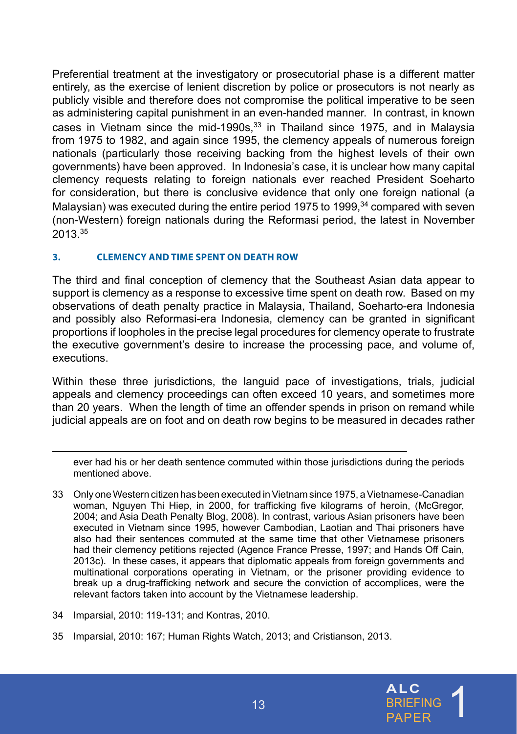Preferential treatment at the investigatory or prosecutorial phase is a different matter entirely, as the exercise of lenient discretion by police or prosecutors is not nearly as publicly visible and therefore does not compromise the political imperative to be seen as administering capital punishment in an even-handed manner. In contrast, in known cases in Vietnam since the mid-1990s,[33] in Thailand since 1975, and in Malaysia from 1975 to 1982, and again since 1995, the clemency appeals of numerous foreign nationals (particularly those receiving backing from the highest levels of their own governments) have been approved. In Indonesia's case, it is unclear how many capital clemency requests relating to foreign nationals ever reached President Soeharto for consideration, but there is conclusive evidence that only one foreign national (a Malaysian) was executed during the entire period 1975 to 1999,[34] compared with seven (non-Western) foreign nationals during the Reformasi period, the latest in November 2013.[35]

### 3. CLEMENCY AND TIME SPENT ON DEATH ROW

The third and final conception of clemency that the Southeast Asian data appear to support is clemency as a response to excessive time spent on death row. Based on my observations of death penalty practice in Malaysia, Thailand, Soeharto-era Indonesia and possibly also Reformasi-era Indonesia, clemency can be granted in significant proportions if loopholes in the precise legal procedures for clemency operate to frustrate the executive government's desire to increase the processing pace, and volume of, executions.

Within these three jurisdictions, the languid pace of investigations, trials, judicial appeals and clemency proceedings can often exceed 10 years, and sometimes more than 20 years. When the length of time an offender spends in prison on remand while judicial appeals are on foot and on death row begins to be measured in decades rather

---

ever had his or her death sentence commuted within those jurisdictions during the periods mentioned above.

33 Only one Western citizen has been executed in Vietnam since 1975, a Vietnamese-Canadian woman, Nguyen Thi Hiep, in 2000, for trafficking five kilograms of heroin, (McGregor, 2004; and Asia Death Penalty Blog, 2008). In contrast, various Asian prisoners have been executed in Vietnam since 1995, however Cambodian, Laotian and Thai prisoners have also had their sentences commuted at the same time that other Vietnamese prisoners had their clemency petitions rejected (Agence France Presse, 1997; and Hands Off Cain, 2013c). In these cases, it appears that diplomatic appeals from foreign governments and multinational corporations operating in Vietnam, or the prisoner providing evidence to break up a drug-trafficking network and secure the conviction of accomplices, were the relevant factors taken into account by the Vietnamese leadership.

34 Imparsial, 2010: 119-131; and Kontras, 2010.

35 Imparsial, 2010: 167; Human Rights Watch, 2013; and Cristianson, 2013.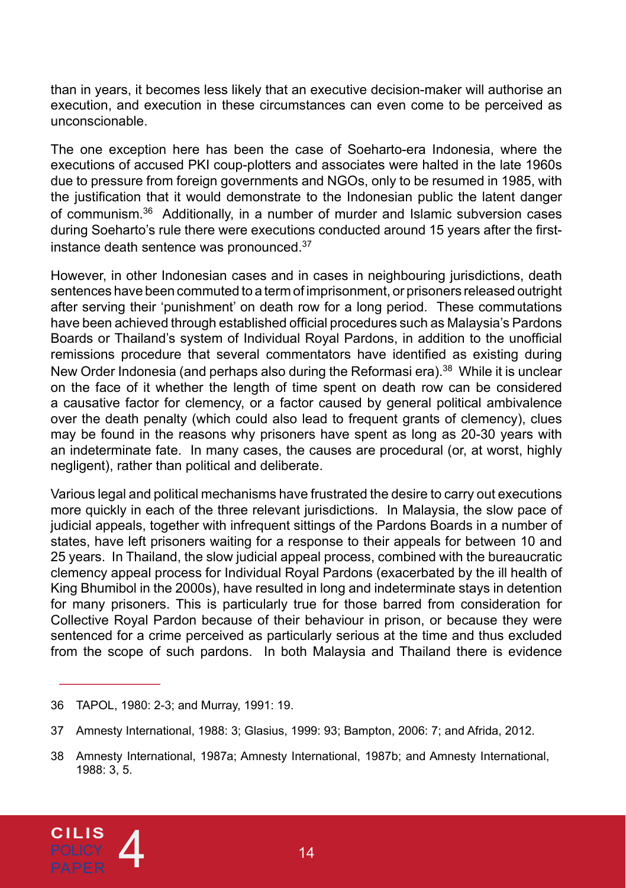than in years, it becomes less likely that an executive decision-maker will authorise an execution, and execution in these circumstances can even come to be perceived as unconscionable.

The one exception here has been the case of Soeharto-era Indonesia, where the executions of accused PKI coup-plotters and associates were halted in the late 1960s due to pressure from foreign governments and NGOs, only to be resumed in 1985, with the justification that it would demonstrate to the Indonesian public the latent danger of communism.[36] Additionally, in a number of murder and Islamic subversion cases during Soeharto's rule there were executions conducted around 15 years after the first-instance death sentence was pronounced.[37]

However, in other Indonesian cases and in cases in neighbouring jurisdictions, death sentences have been commuted to a term of imprisonment, or prisoners released outright after serving their 'punishment' on death row for a long period. These commutations have been achieved through established official procedures such as Malaysia's Pardons Boards or Thailand's system of Individual Royal Pardons, in addition to the unofficial remissions procedure that several commentators have identified as existing during New Order Indonesia (and perhaps also during the Reformasi era).[38] While it is unclear on the face of it whether the length of time spent on death row can be considered a causative factor for clemency, or a factor caused by general political ambivalence over the death penalty (which could also lead to frequent grants of clemency), clues may be found in the reasons why prisoners have spent as long as 20-30 years with an indeterminate fate. In many cases, the causes are procedural (or, at worst, highly negligent), rather than political and deliberate.

Various legal and political mechanisms have frustrated the desire to carry out executions more quickly in each of the three relevant jurisdictions. In Malaysia, the slow pace of judicial appeals, together with infrequent sittings of the Pardons Boards in a number of states, have left prisoners waiting for a response to their appeals for between 10 and 25 years. In Thailand, the slow judicial appeal process, combined with the bureaucratic clemency appeal process for Individual Royal Pardons (exacerbated by the ill health of King Bhumibol in the 2000s), have resulted in long and indeterminate stays in detention for many prisoners. This is particularly true for those barred from consideration for Collective Royal Pardon because of their behaviour in prison, or because they were sentenced for a crime perceived as particularly serious at the time and thus excluded from the scope of such pardons. In both Malaysia and Thailand there is evidence

---

36 TAPOL, 1980: 2-3; and Murray, 1991: 19.

37 Amnesty International, 1988: 3; Glasius, 1999: 93; Bampton, 2006: 7; and Afrida, 2012.

38 Amnesty International, 1987a; Amnesty International, 1987b; and Amnesty International, 1988: 3, 5.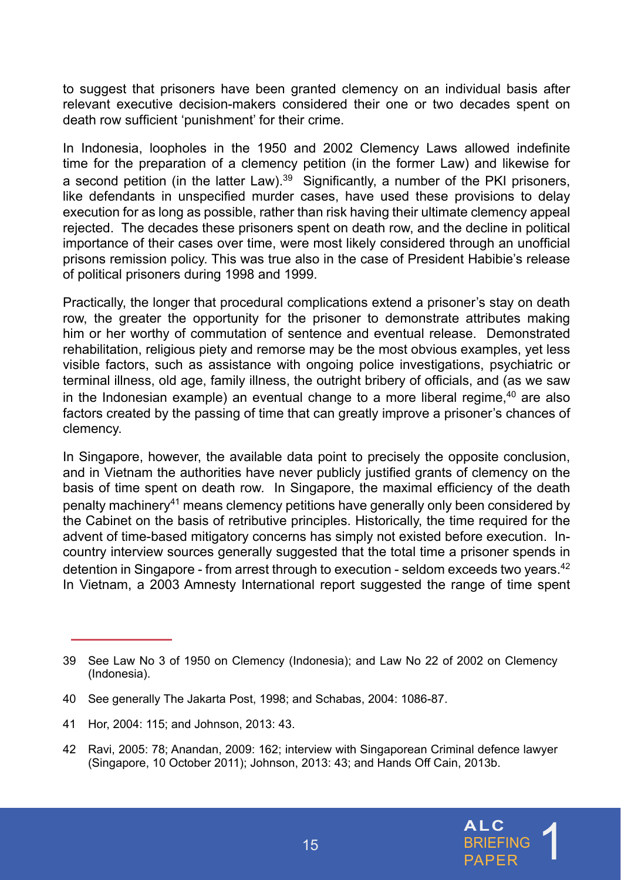to suggest that prisoners have been granted clemency on an individual basis after relevant executive decision-makers considered their one or two decades spent on death row sufficient 'punishment' for their crime.

In Indonesia, loopholes in the 1950 and 2002 Clemency Laws allowed indefinite time for the preparation of a clemency petition (in the former Law) and likewise for a second petition (in the latter Law).[39] Significantly, a number of the PKI prisoners, like defendants in unspecified murder cases, have used these provisions to delay execution for as long as possible, rather than risk having their ultimate clemency appeal rejected. The decades these prisoners spent on death row, and the decline in political importance of their cases over time, were most likely considered through an unofficial prisons remission policy. This was true also in the case of President Habibie's release of political prisoners during 1998 and 1999.

Practically, the longer that procedural complications extend a prisoner's stay on death row, the greater the opportunity for the prisoner to demonstrate attributes making him or her worthy of commutation of sentence and eventual release. Demonstrated rehabilitation, religious piety and remorse may be the most obvious examples, yet less visible factors, such as assistance with ongoing police investigations, psychiatric or terminal illness, old age, family illness, the outright bribery of officials, and (as we saw in the Indonesian example) an eventual change to a more liberal regime,[40] are also factors created by the passing of time that can greatly improve a prisoner's chances of clemency.

In Singapore, however, the available data point to precisely the opposite conclusion, and in Vietnam the authorities have never publicly justified grants of clemency on the basis of time spent on death row. In Singapore, the maximal efficiency of the death penalty machinery[41] means clemency petitions have generally only been considered by the Cabinet on the basis of retributive principles. Historically, the time required for the advent of time-based mitigatory concerns has simply not existed before execution. In-country interview sources generally suggested that the total time a prisoner spends in detention in Singapore - from arrest through to execution - seldom exceeds two years.[42] In Vietnam, a 2003 Amnesty International report suggested the range of time spent

---

39 See Law No 3 of 1950 on Clemency (Indonesia); and Law No 22 of 2002 on Clemency (Indonesia).

40 See generally The Jakarta Post, 1998; and Schabas, 2004: 1086-87.

41 Hor, 2004: 115; and Johnson, 2013: 43.

42 Ravi, 2005: 78; Anandan, 2009: 162; interview with Singaporean Criminal defence lawyer (Singapore, 10 October 2011); Johnson, 2013: 43; and Hands Off Cain, 2013b.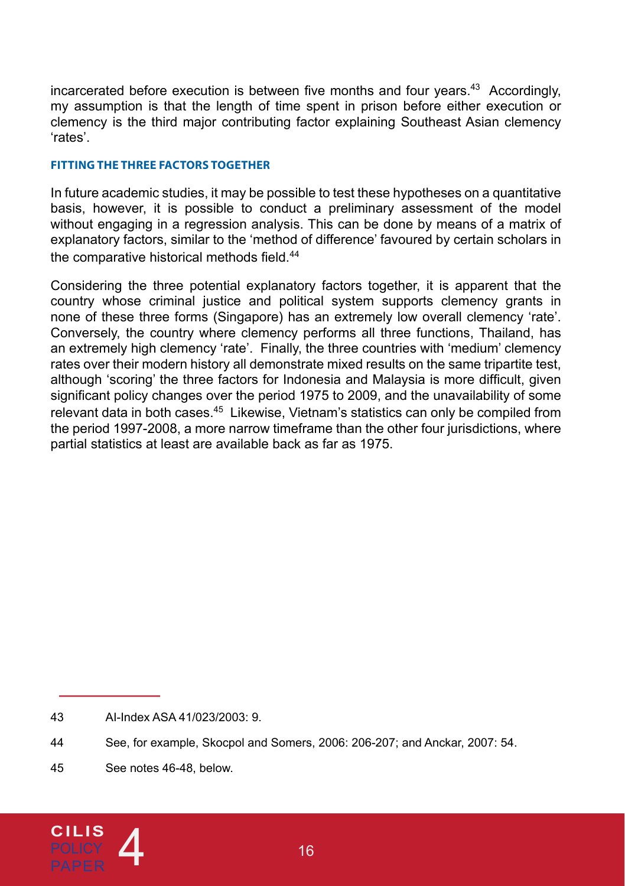incarcerated before execution is between five months and four years.[43] Accordingly, my assumption is that the length of time spent in prison before either execution or clemency is the third major contributing factor explaining Southeast Asian clemency 'rates'.

### FITTING THE THREE FACTORS TOGETHER

In future academic studies, it may be possible to test these hypotheses on a quantitative basis, however, it is possible to conduct a preliminary assessment of the model without engaging in a regression analysis. This can be done by means of a matrix of explanatory factors, similar to the 'method of difference' favoured by certain scholars in the comparative historical methods field.[44]

Considering the three potential explanatory factors together, it is apparent that the country whose criminal justice and political system supports clemency grants in none of these three forms (Singapore) has an extremely low overall clemency 'rate'. Conversely, the country where clemency performs all three functions, Thailand, has an extremely high clemency 'rate'. Finally, the three countries with 'medium' clemency rates over their modern history all demonstrate mixed results on the same tripartite test, although 'scoring' the three factors for Indonesia and Malaysia is more difficult, given significant policy changes over the period 1975 to 2009, and the unavailability of some relevant data in both cases.[45] Likewise, Vietnam's statistics can only be compiled from the period 1997-2008, a more narrow timeframe than the other four jurisdictions, where partial statistics at least are available back as far as 1975.

---

43 AI-Index ASA 41/023/2003: 9.

44 See, for example, Skocpol and Somers, 2006: 206-207; and Anckar, 2007: 54.

45 See notes 46-48, below.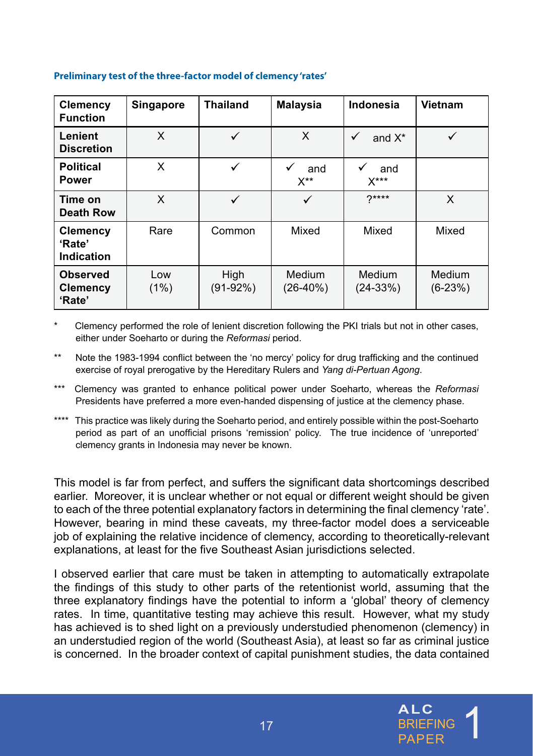**Preliminary test of the three-factor model of clemency 'rates'**

| Clemency Function | Singapore | Thailand | Malaysia | Indonesia | Vietnam |
|---|---|---|---|---|---|
| Lenient Discretion | X | ✓ | X | ✓ and X* | ✓ |
| Political Power | X | ✓ | ✓ and X** | ✓ and X*** | |
| Time on Death Row | X | ✓ | ✓ | ?**** | X |
| Clemency 'Rate' Indication | Rare | Common | Mixed | Mixed | Mixed |
| Observed Clemency 'Rate' | Low (1%) | High (91-92%) | Medium (26-40%) | Medium (24-33%) | Medium (6-23%) |

\* Clemency performed the role of lenient discretion following the PKI trials but not in other cases, either under Soeharto or during the *Reformasi* period.

\*\* Note the 1983-1994 conflict between the 'no mercy' policy for drug trafficking and the continued exercise of royal prerogative by the Hereditary Rulers and *Yang di-Pertuan Agong*.

\*\*\* Clemency was granted to enhance political power under Soeharto, whereas the *Reformasi* Presidents have preferred a more even-handed dispensing of justice at the clemency phase.

\*\*\*\* This practice was likely during the Soeharto period, and entirely possible within the post-Soeharto period as part of an unofficial prisons 'remission' policy. The true incidence of 'unreported' clemency grants in Indonesia may never be known.

This model is far from perfect, and suffers the significant data shortcomings described earlier. Moreover, it is unclear whether or not equal or different weight should be given to each of the three potential explanatory factors in determining the final clemency 'rate'. However, bearing in mind these caveats, my three-factor model does a serviceable job of explaining the relative incidence of clemency, according to theoretically-relevant explanations, at least for the five Southeast Asian jurisdictions selected.

I observed earlier that care must be taken in attempting to automatically extrapolate the findings of this study to other parts of the retentionist world, assuming that the three explanatory findings have the potential to inform a 'global' theory of clemency rates. In time, quantitative testing may achieve this result. However, what my study has achieved is to shed light on a previously understudied phenomenon (clemency) in an understudied region of the world (Southeast Asia), at least so far as criminal justice is concerned. In the broader context of capital punishment studies, the data contained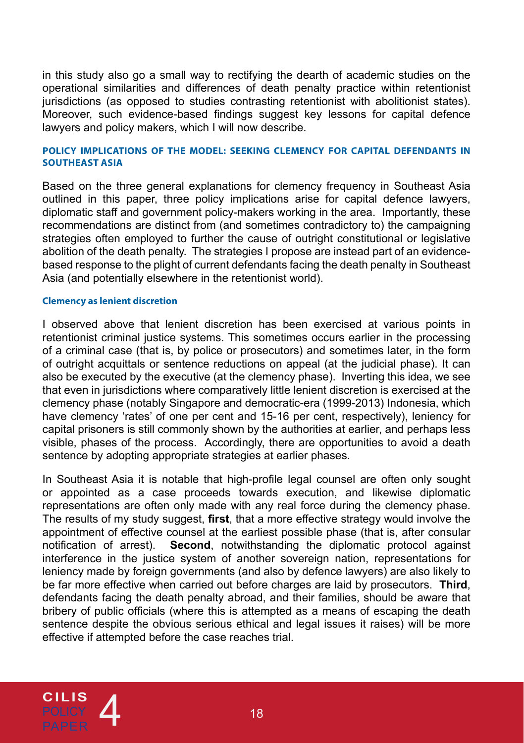in this study also go a small way to rectifying the dearth of academic studies on the operational similarities and differences of death penalty practice within retentionist jurisdictions (as opposed to studies contrasting retentionist with abolitionist states). Moreover, such evidence-based findings suggest key lessons for capital defence lawyers and policy makers, which I will now describe.

## POLICY IMPLICATIONS OF THE MODEL: SEEKING CLEMENCY FOR CAPITAL DEFENDANTS IN SOUTHEAST ASIA

Based on the three general explanations for clemency frequency in Southeast Asia outlined in this paper, three policy implications arise for capital defence lawyers, diplomatic staff and government policy-makers working in the area. Importantly, these recommendations are distinct from (and sometimes contradictory to) the campaigning strategies often employed to further the cause of outright constitutional or legislative abolition of the death penalty. The strategies I propose are instead part of an evidence-based response to the plight of current defendants facing the death penalty in Southeast Asia (and potentially elsewhere in the retentionist world).

### Clemency as lenient discretion

I observed above that lenient discretion has been exercised at various points in retentionist criminal justice systems. This sometimes occurs earlier in the processing of a criminal case (that is, by police or prosecutors) and sometimes later, in the form of outright acquittals or sentence reductions on appeal (at the judicial phase). It can also be executed by the executive (at the clemency phase). Inverting this idea, we see that even in jurisdictions where comparatively little lenient discretion is exercised at the clemency phase (notably Singapore and democratic-era (1999-2013) Indonesia, which have clemency 'rates' of one per cent and 15-16 per cent, respectively), leniency for capital prisoners is still commonly shown by the authorities at earlier, and perhaps less visible, phases of the process. Accordingly, there are opportunities to avoid a death sentence by adopting appropriate strategies at earlier phases.

In Southeast Asia it is notable that high-profile legal counsel are often only sought or appointed as a case proceeds towards execution, and likewise diplomatic representations are often only made with any real force during the clemency phase. The results of my study suggest, **first**, that a more effective strategy would involve the appointment of effective counsel at the earliest possible phase (that is, after consular notification of arrest). **Second**, notwithstanding the diplomatic protocol against interference in the justice system of another sovereign nation, representations for leniency made by foreign governments (and also by defence lawyers) are also likely to be far more effective when carried out before charges are laid by prosecutors. **Third**, defendants facing the death penalty abroad, and their families, should be aware that bribery of public officials (where this is attempted as a means of escaping the death sentence despite the obvious serious ethical and legal issues it raises) will be more effective if attempted before the case reaches trial.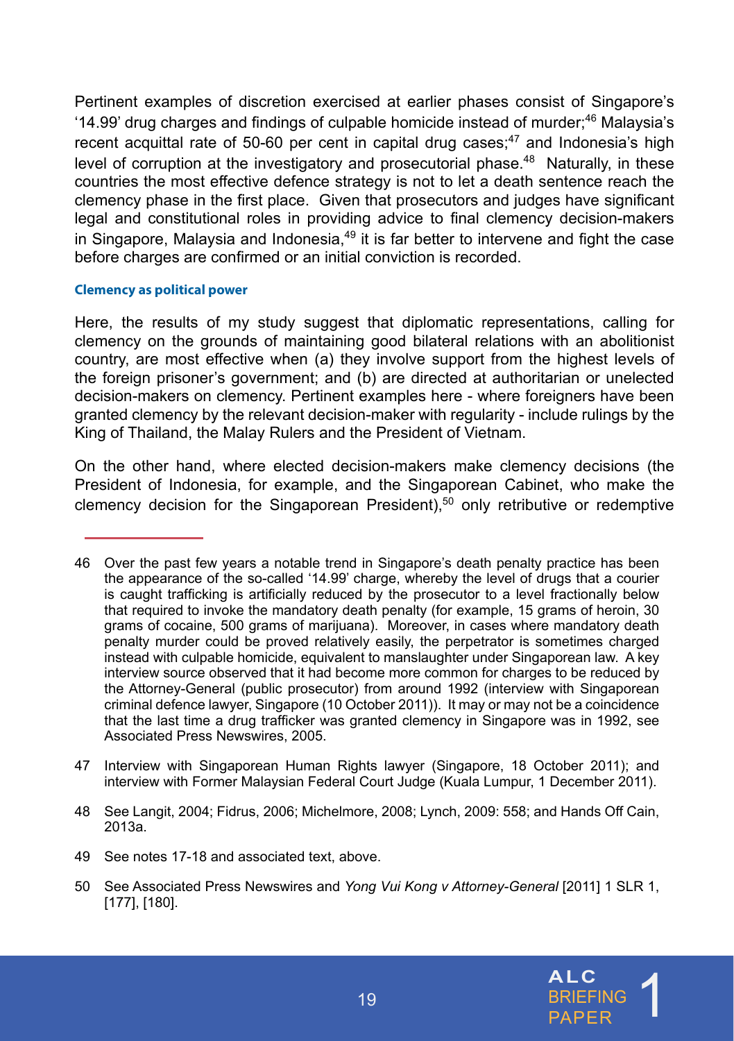Pertinent examples of discretion exercised at earlier phases consist of Singapore's '14.99' drug charges and findings of culpable homicide instead of murder;[46] Malaysia's recent acquittal rate of 50-60 per cent in capital drug cases;[47] and Indonesia's high level of corruption at the investigatory and prosecutorial phase.[48] Naturally, in these countries the most effective defence strategy is not to let a death sentence reach the clemency phase in the first place. Given that prosecutors and judges have significant legal and constitutional roles in providing advice to final clemency decision-makers in Singapore, Malaysia and Indonesia,[49] it is far better to intervene and fight the case before charges are confirmed or an initial conviction is recorded.

#### Clemency as political power

Here, the results of my study suggest that diplomatic representations, calling for clemency on the grounds of maintaining good bilateral relations with an abolitionist country, are most effective when (a) they involve support from the highest levels of the foreign prisoner's government; and (b) are directed at authoritarian or unelected decision-makers on clemency. Pertinent examples here - where foreigners have been granted clemency by the relevant decision-maker with regularity - include rulings by the King of Thailand, the Malay Rulers and the President of Vietnam.

On the other hand, where elected decision-makers make clemency decisions (the President of Indonesia, for example, and the Singaporean Cabinet, who make the clemency decision for the Singaporean President),[50] only retributive or redemptive

---

46 Over the past few years a notable trend in Singapore's death penalty practice has been the appearance of the so-called '14.99' charge, whereby the level of drugs that a courier is caught trafficking is artificially reduced by the prosecutor to a level fractionally below that required to invoke the mandatory death penalty (for example, 15 grams of heroin, 30 grams of cocaine, 500 grams of marijuana). Moreover, in cases where mandatory death penalty murder could be proved relatively easily, the perpetrator is sometimes charged instead with culpable homicide, equivalent to manslaughter under Singaporean law. A key interview source observed that it had become more common for charges to be reduced by the Attorney-General (public prosecutor) from around 1992 (interview with Singaporean criminal defence lawyer, Singapore (10 October 2011)). It may or may not be a coincidence that the last time a drug trafficker was granted clemency in Singapore was in 1992, see Associated Press Newswires, 2005.

47 Interview with Singaporean Human Rights lawyer (Singapore, 18 October 2011); and interview with Former Malaysian Federal Court Judge (Kuala Lumpur, 1 December 2011).

48 See Langit, 2004; Fidrus, 2006; Michelmore, 2008; Lynch, 2009: 558; and Hands Off Cain, 2013a.

49 See notes 17-18 and associated text, above.

50 See Associated Press Newswires and *Yong Vui Kong v Attorney-General* [2011] 1 SLR 1, [177], [180].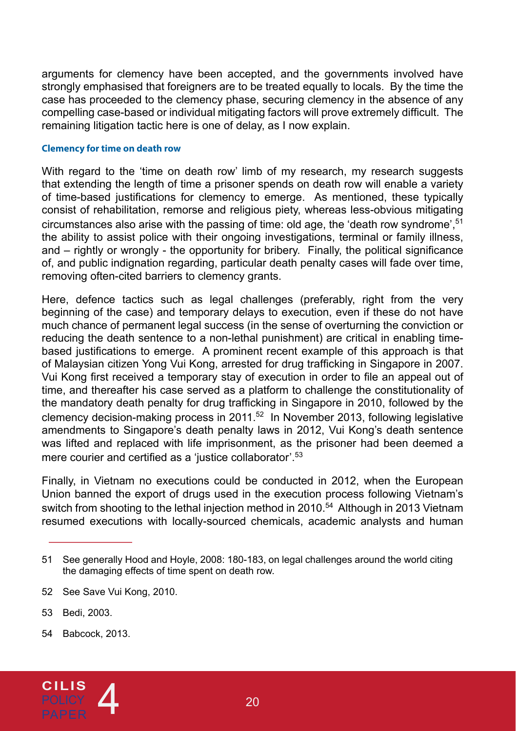arguments for clemency have been accepted, and the governments involved have strongly emphasised that foreigners are to be treated equally to locals. By the time the case has proceeded to the clemency phase, securing clemency in the absence of any compelling case-based or individual mitigating factors will prove extremely difficult. The remaining litigation tactic here is one of delay, as I now explain.

#### Clemency for time on death row

With regard to the 'time on death row' limb of my research, my research suggests that extending the length of time a prisoner spends on death row will enable a variety of time-based justifications for clemency to emerge. As mentioned, these typically consist of rehabilitation, remorse and religious piety, whereas less-obvious mitigating circumstances also arise with the passing of time: old age, the 'death row syndrome',[51] the ability to assist police with their ongoing investigations, terminal or family illness, and – rightly or wrongly - the opportunity for bribery. Finally, the political significance of, and public indignation regarding, particular death penalty cases will fade over time, removing often-cited barriers to clemency grants.

Here, defence tactics such as legal challenges (preferably, right from the very beginning of the case) and temporary delays to execution, even if these do not have much chance of permanent legal success (in the sense of overturning the conviction or reducing the death sentence to a non-lethal punishment) are critical in enabling time-based justifications to emerge. A prominent recent example of this approach is that of Malaysian citizen Yong Vui Kong, arrested for drug trafficking in Singapore in 2007. Vui Kong first received a temporary stay of execution in order to file an appeal out of time, and thereafter his case served as a platform to challenge the constitutionality of the mandatory death penalty for drug trafficking in Singapore in 2010, followed by the clemency decision-making process in 2011.[52] In November 2013, following legislative amendments to Singapore's death penalty laws in 2012, Vui Kong's death sentence was lifted and replaced with life imprisonment, as the prisoner had been deemed a mere courier and certified as a 'justice collaborator'.[53]

Finally, in Vietnam no executions could be conducted in 2012, when the European Union banned the export of drugs used in the execution process following Vietnam's switch from shooting to the lethal injection method in 2010.[54] Although in 2013 Vietnam resumed executions with locally-sourced chemicals, academic analysts and human

---

51 See generally Hood and Hoyle, 2008: 180-183, on legal challenges around the world citing the damaging effects of time spent on death row.

52 See Save Vui Kong, 2010.

53 Bedi, 2003.

54 Babcock, 2013.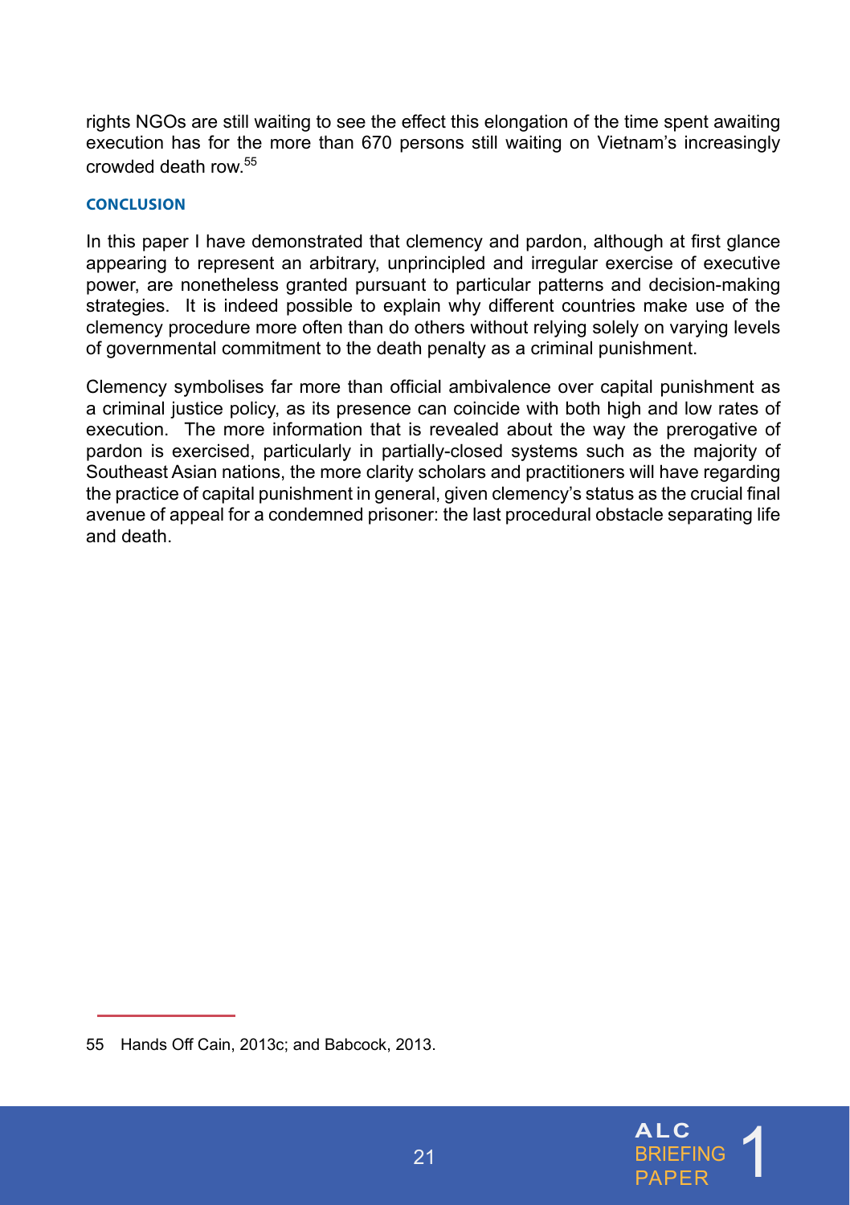rights NGOs are still waiting to see the effect this elongation of the time spent awaiting execution has for the more than 670 persons still waiting on Vietnam's increasingly crowded death row.[55]

## CONCLUSION

In this paper I have demonstrated that clemency and pardon, although at first glance appearing to represent an arbitrary, unprincipled and irregular exercise of executive power, are nonetheless granted pursuant to particular patterns and decision-making strategies. It is indeed possible to explain why different countries make use of the clemency procedure more often than do others without relying solely on varying levels of governmental commitment to the death penalty as a criminal punishment.

Clemency symbolises far more than official ambivalence over capital punishment as a criminal justice policy, as its presence can coincide with both high and low rates of execution. The more information that is revealed about the way the prerogative of pardon is exercised, particularly in partially-closed systems such as the majority of Southeast Asian nations, the more clarity scholars and practitioners will have regarding the practice of capital punishment in general, given clemency's status as the crucial final avenue of appeal for a condemned prisoner: the last procedural obstacle separating life and death.

---

55 Hands Off Cain, 2013c; and Babcock, 2013.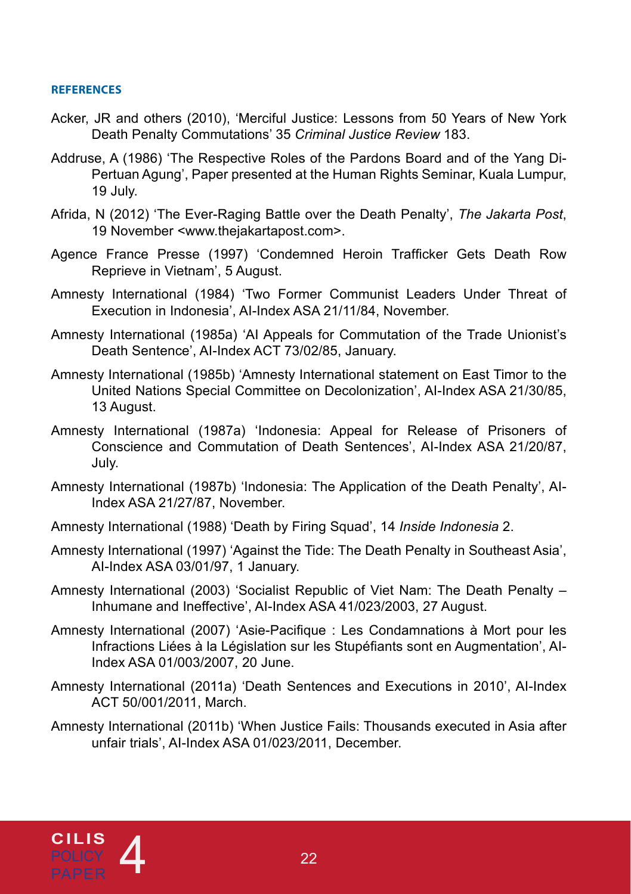#### REFERENCES

Acker, JR and others (2010), 'Merciful Justice: Lessons from 50 Years of New York Death Penalty Commutations' 35 *Criminal Justice Review* 183.

Addruse, A (1986) 'The Respective Roles of the Pardons Board and of the Yang Di-Pertuan Agung', Paper presented at the Human Rights Seminar, Kuala Lumpur, 19 July.

Afrida, N (2012) 'The Ever-Raging Battle over the Death Penalty', *The Jakarta Post*, 19 November <www.thejakartapost.com>.

Agence France Presse (1997) 'Condemned Heroin Trafficker Gets Death Row Reprieve in Vietnam', 5 August.

Amnesty International (1984) 'Two Former Communist Leaders Under Threat of Execution in Indonesia', AI-Index ASA 21/11/84, November.

Amnesty International (1985a) 'AI Appeals for Commutation of the Trade Unionist's Death Sentence', AI-Index ACT 73/02/85, January.

Amnesty International (1985b) 'Amnesty International statement on East Timor to the United Nations Special Committee on Decolonization', AI-Index ASA 21/30/85, 13 August.

Amnesty International (1987a) 'Indonesia: Appeal for Release of Prisoners of Conscience and Commutation of Death Sentences', AI-Index ASA 21/20/87, July.

Amnesty International (1987b) 'Indonesia: The Application of the Death Penalty', AI-Index ASA 21/27/87, November.

Amnesty International (1988) 'Death by Firing Squad', 14 *Inside Indonesia* 2.

Amnesty International (1997) 'Against the Tide: The Death Penalty in Southeast Asia', AI-Index ASA 03/01/97, 1 January.

Amnesty International (2003) 'Socialist Republic of Viet Nam: The Death Penalty – Inhumane and Ineffective', AI-Index ASA 41/023/2003, 27 August.

Amnesty International (2007) 'Asie-Pacifique : Les Condamnations à Mort pour les Infractions Liées à la Législation sur les Stupéfiants sont en Augmentation', AI-Index ASA 01/003/2007, 20 June.

Amnesty International (2011a) 'Death Sentences and Executions in 2010', AI-Index ACT 50/001/2011, March.

Amnesty International (2011b) 'When Justice Fails: Thousands executed in Asia after unfair trials', AI-Index ASA 01/023/2011, December.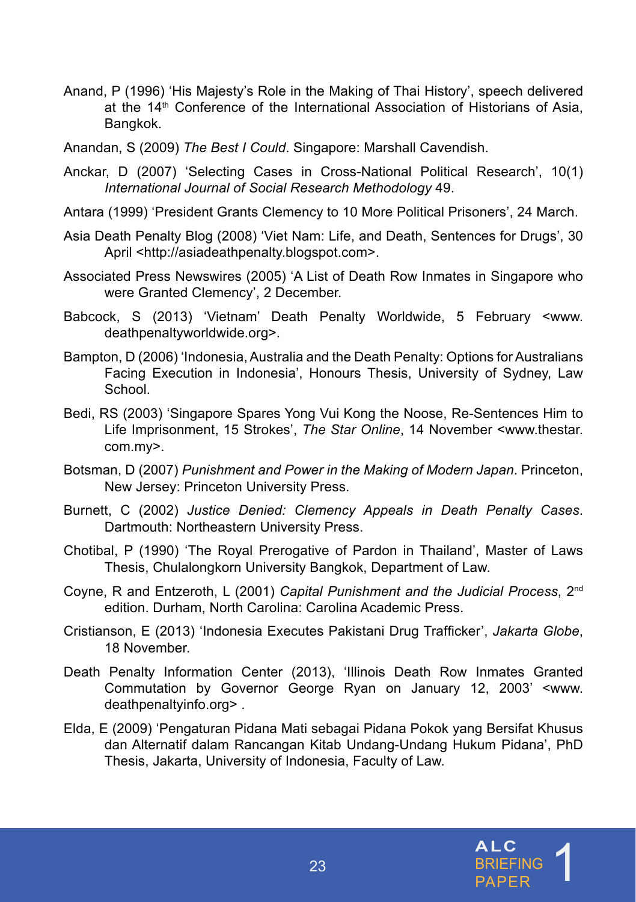Anand, P (1996) 'His Majesty's Role in the Making of Thai History', speech delivered at the 14th Conference of the International Association of Historians of Asia, Bangkok.

Anandan, S (2009) *The Best I Could*. Singapore: Marshall Cavendish.

Anckar, D (2007) 'Selecting Cases in Cross-National Political Research', 10(1) *International Journal of Social Research Methodology* 49.

Antara (1999) 'President Grants Clemency to 10 More Political Prisoners', 24 March.

Asia Death Penalty Blog (2008) 'Viet Nam: Life, and Death, Sentences for Drugs', 30 April <http://asiadeathpenalty.blogspot.com>.

Associated Press Newswires (2005) 'A List of Death Row Inmates in Singapore who were Granted Clemency', 2 December.

Babcock, S (2013) 'Vietnam' Death Penalty Worldwide, 5 February <www.deathpenaltyworldwide.org>.

Bampton, D (2006) 'Indonesia, Australia and the Death Penalty: Options for Australians Facing Execution in Indonesia', Honours Thesis, University of Sydney, Law School.

Bedi, RS (2003) 'Singapore Spares Yong Vui Kong the Noose, Re-Sentences Him to Life Imprisonment, 15 Strokes', *The Star Online*, 14 November <www.thestar.com.my>.

Botsman, D (2007) *Punishment and Power in the Making of Modern Japan*. Princeton, New Jersey: Princeton University Press.

Burnett, C (2002) *Justice Denied: Clemency Appeals in Death Penalty Cases*. Dartmouth: Northeastern University Press.

Chotibal, P (1990) 'The Royal Prerogative of Pardon in Thailand', Master of Laws Thesis, Chulalongkorn University Bangkok, Department of Law.

Coyne, R and Entzeroth, L (2001) *Capital Punishment and the Judicial Process*, 2nd edition. Durham, North Carolina: Carolina Academic Press.

Cristianson, E (2013) 'Indonesia Executes Pakistani Drug Trafficker', *Jakarta Globe*, 18 November.

Death Penalty Information Center (2013), 'Illinois Death Row Inmates Granted Commutation by Governor George Ryan on January 12, 2003' <www.deathpenaltyinfo.org> .

Elda, E (2009) 'Pengaturan Pidana Mati sebagai Pidana Pokok yang Bersifat Khusus dan Alternatif dalam Rancangan Kitab Undang-Undang Hukum Pidana', PhD Thesis, Jakarta, University of Indonesia, Faculty of Law.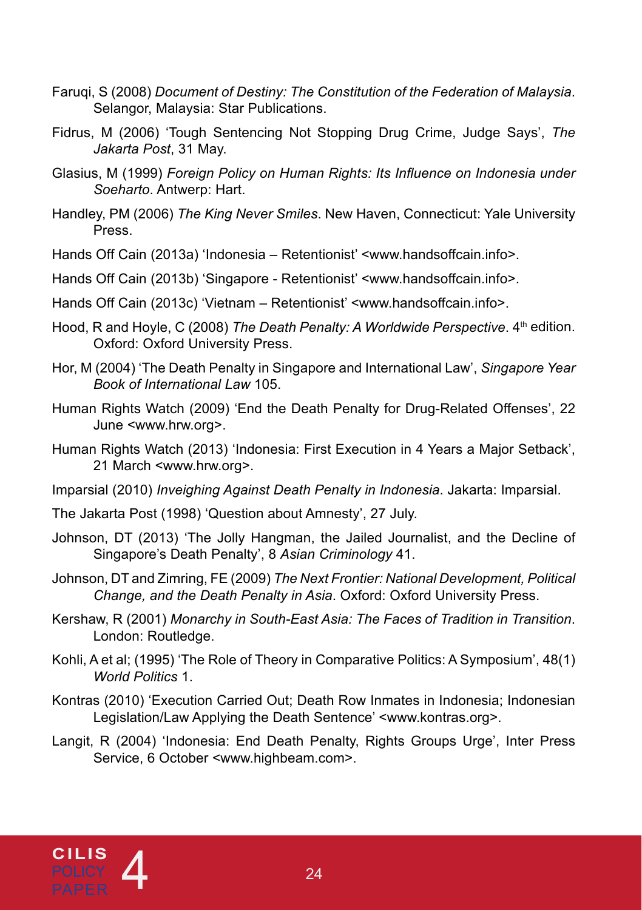Faruqi, S (2008) *Document of Destiny: The Constitution of the Federation of Malaysia*. Selangor, Malaysia: Star Publications.

Fidrus, M (2006) 'Tough Sentencing Not Stopping Drug Crime, Judge Says', *The Jakarta Post*, 31 May.

Glasius, M (1999) *Foreign Policy on Human Rights: Its Influence on Indonesia under Soeharto*. Antwerp: Hart.

Handley, PM (2006) *The King Never Smiles*. New Haven, Connecticut: Yale University Press.

Hands Off Cain (2013a) 'Indonesia – Retentionist' <www.handsoffcain.info>.

Hands Off Cain (2013b) 'Singapore - Retentionist' <www.handsoffcain.info>.

Hands Off Cain (2013c) 'Vietnam – Retentionist' <www.handsoffcain.info>.

Hood, R and Hoyle, C (2008) *The Death Penalty: A Worldwide Perspective*. 4th edition. Oxford: Oxford University Press.

Hor, M (2004) 'The Death Penalty in Singapore and International Law', *Singapore Year Book of International Law* 105.

Human Rights Watch (2009) 'End the Death Penalty for Drug-Related Offenses', 22 June <www.hrw.org>.

Human Rights Watch (2013) 'Indonesia: First Execution in 4 Years a Major Setback', 21 March <www.hrw.org>.

Imparsial (2010) *Inveighing Against Death Penalty in Indonesia*. Jakarta: Imparsial.

The Jakarta Post (1998) 'Question about Amnesty', 27 July.

Johnson, DT (2013) 'The Jolly Hangman, the Jailed Journalist, and the Decline of Singapore's Death Penalty', 8 *Asian Criminology* 41.

Johnson, DT and Zimring, FE (2009) *The Next Frontier: National Development, Political Change, and the Death Penalty in Asia*. Oxford: Oxford University Press.

Kershaw, R (2001) *Monarchy in South-East Asia: The Faces of Tradition in Transition*. London: Routledge.

Kohli, A et al; (1995) 'The Role of Theory in Comparative Politics: A Symposium', 48(1) *World Politics* 1.

Kontras (2010) 'Execution Carried Out; Death Row Inmates in Indonesia; Indonesian Legislation/Law Applying the Death Sentence' <www.kontras.org>.

Langit, R (2004) 'Indonesia: End Death Penalty, Rights Groups Urge', Inter Press Service, 6 October <www.highbeam.com>.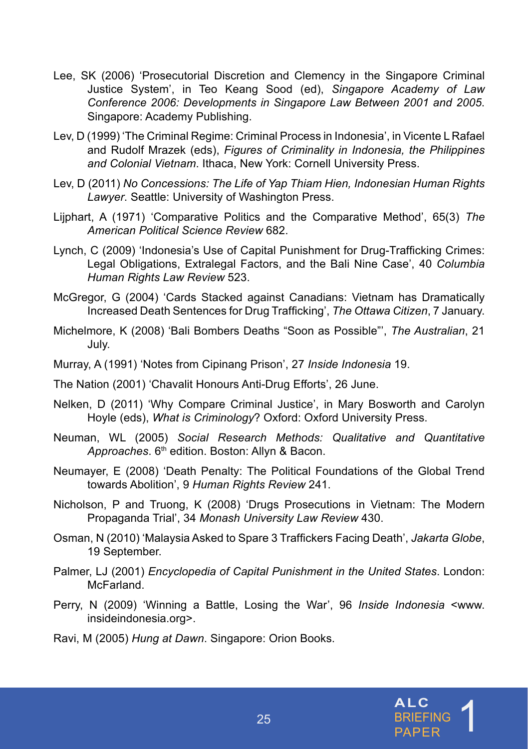Lee, SK (2006) 'Prosecutorial Discretion and Clemency in the Singapore Criminal Justice System', in Teo Keang Sood (ed), *Singapore Academy of Law Conference 2006: Developments in Singapore Law Between 2001 and 2005*. Singapore: Academy Publishing.

Lev, D (1999) 'The Criminal Regime: Criminal Process in Indonesia', in Vicente L Rafael and Rudolf Mrazek (eds), *Figures of Criminality in Indonesia, the Philippines and Colonial Vietnam*. Ithaca, New York: Cornell University Press.

Lev, D (2011) *No Concessions: The Life of Yap Thiam Hien, Indonesian Human Rights Lawyer*. Seattle: University of Washington Press.

Lijphart, A (1971) 'Comparative Politics and the Comparative Method', 65(3) *The American Political Science Review* 682.

Lynch, C (2009) 'Indonesia's Use of Capital Punishment for Drug-Trafficking Crimes: Legal Obligations, Extralegal Factors, and the Bali Nine Case', 40 *Columbia Human Rights Law Review* 523.

McGregor, G (2004) 'Cards Stacked against Canadians: Vietnam has Dramatically Increased Death Sentences for Drug Trafficking', *The Ottawa Citizen*, 7 January.

Michelmore, K (2008) 'Bali Bombers Deaths "Soon as Possible"', *The Australian*, 21 July.

Murray, A (1991) 'Notes from Cipinang Prison', 27 *Inside Indonesia* 19.

The Nation (2001) 'Chavalit Honours Anti-Drug Efforts', 26 June.

Nelken, D (2011) 'Why Compare Criminal Justice', in Mary Bosworth and Carolyn Hoyle (eds), *What is Criminology*? Oxford: Oxford University Press.

Neuman, WL (2005) *Social Research Methods: Qualitative and Quantitative Approaches*. 6th edition. Boston: Allyn & Bacon.

Neumayer, E (2008) 'Death Penalty: The Political Foundations of the Global Trend towards Abolition', 9 *Human Rights Review* 241.

Nicholson, P and Truong, K (2008) 'Drugs Prosecutions in Vietnam: The Modern Propaganda Trial', 34 *Monash University Law Review* 430.

Osman, N (2010) 'Malaysia Asked to Spare 3 Traffickers Facing Death', *Jakarta Globe*, 19 September.

Palmer, LJ (2001) *Encyclopedia of Capital Punishment in the United States*. London: McFarland.

Perry, N (2009) 'Winning a Battle, Losing the War', 96 *Inside Indonesia* <www.insideindonesia.org>.

Ravi, M (2005) *Hung at Dawn*. Singapore: Orion Books.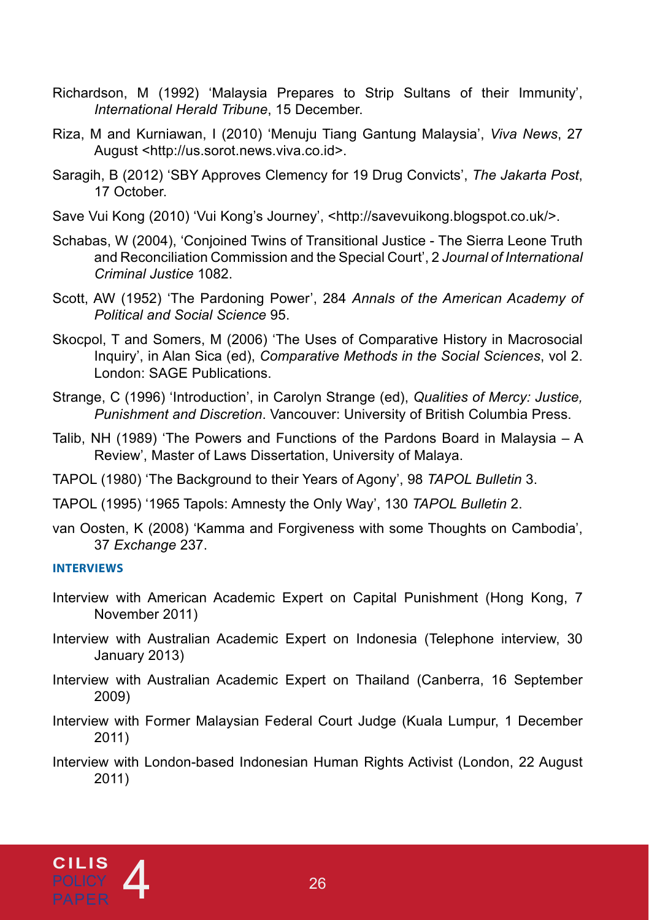Richardson, M (1992) 'Malaysia Prepares to Strip Sultans of their Immunity', *International Herald Tribune*, 15 December.

Riza, M and Kurniawan, I (2010) 'Menuju Tiang Gantung Malaysia', *Viva News*, 27 August <http://us.sorot.news.viva.co.id>.

Saragih, B (2012) 'SBY Approves Clemency for 19 Drug Convicts', *The Jakarta Post*, 17 October.

Save Vui Kong (2010) 'Vui Kong's Journey', <http://savevuikong.blogspot.co.uk/>.

Schabas, W (2004), 'Conjoined Twins of Transitional Justice - The Sierra Leone Truth and Reconciliation Commission and the Special Court', 2 *Journal of International Criminal Justice* 1082.

Scott, AW (1952) 'The Pardoning Power', 284 *Annals of the American Academy of Political and Social Science* 95.

Skocpol, T and Somers, M (2006) 'The Uses of Comparative History in Macrosocial Inquiry', in Alan Sica (ed), *Comparative Methods in the Social Sciences*, vol 2. London: SAGE Publications.

Strange, C (1996) 'Introduction', in Carolyn Strange (ed), *Qualities of Mercy: Justice, Punishment and Discretion*. Vancouver: University of British Columbia Press.

Talib, NH (1989) 'The Powers and Functions of the Pardons Board in Malaysia – A Review', Master of Laws Dissertation, University of Malaya.

TAPOL (1980) 'The Background to their Years of Agony', 98 *TAPOL Bulletin* 3.

TAPOL (1995) '1965 Tapols: Amnesty the Only Way', 130 *TAPOL Bulletin* 2.

van Oosten, K (2008) 'Kamma and Forgiveness with some Thoughts on Cambodia', 37 *Exchange* 237.

#### INTERVIEWS

Interview with American Academic Expert on Capital Punishment (Hong Kong, 7 November 2011)

Interview with Australian Academic Expert on Indonesia (Telephone interview, 30 January 2013)

Interview with Australian Academic Expert on Thailand (Canberra, 16 September 2009)

Interview with Former Malaysian Federal Court Judge (Kuala Lumpur, 1 December 2011)

Interview with London-based Indonesian Human Rights Activist (London, 22 August 2011)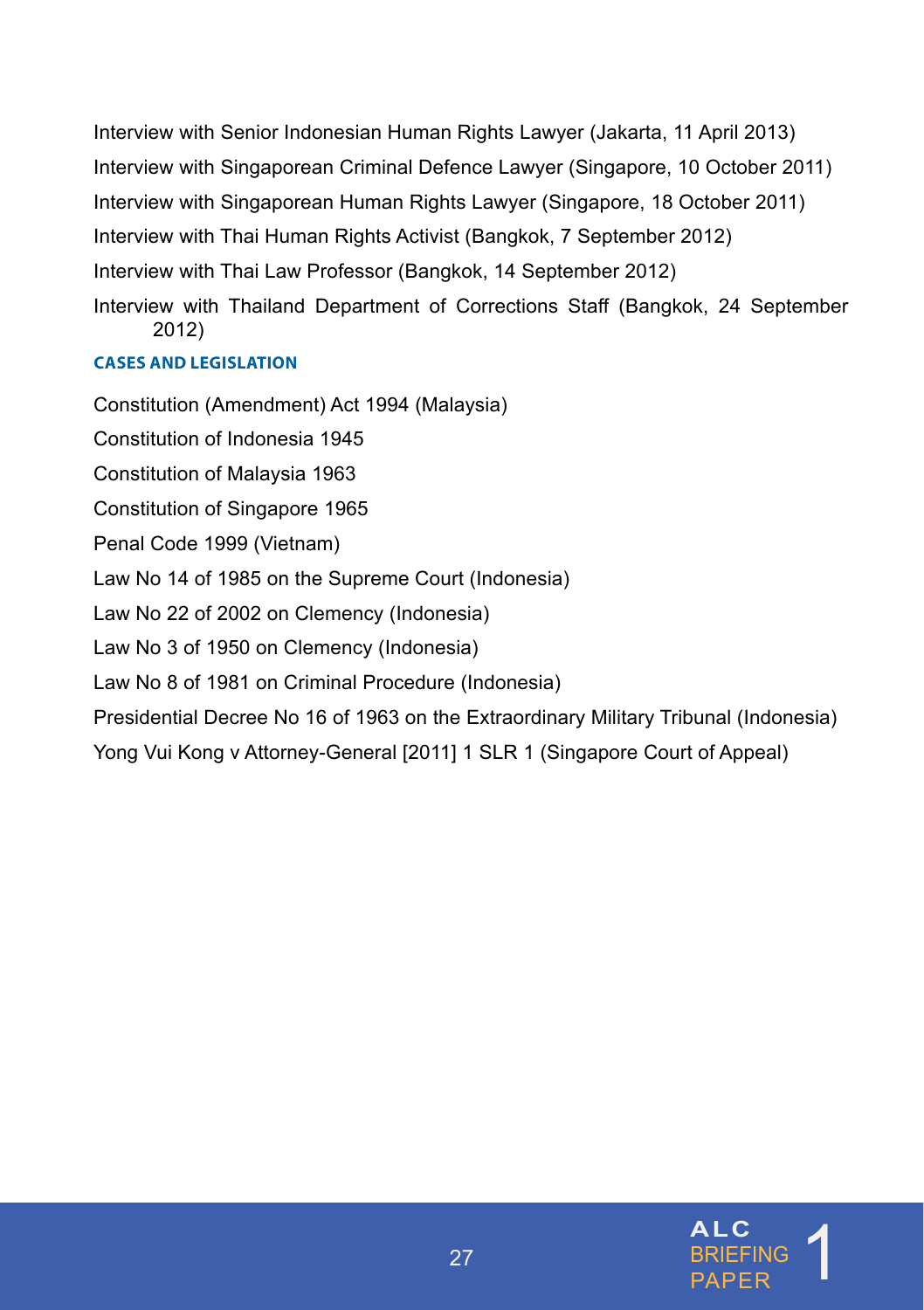Interview with Senior Indonesian Human Rights Lawyer (Jakarta, 11 April 2013)

Interview with Singaporean Criminal Defence Lawyer (Singapore, 10 October 2011)

Interview with Singaporean Human Rights Lawyer (Singapore, 18 October 2011)

Interview with Thai Human Rights Activist (Bangkok, 7 September 2012)

Interview with Thai Law Professor (Bangkok, 14 September 2012)

Interview with Thailand Department of Corrections Staff (Bangkok, 24 September 2012)

### CASES AND LEGISLATION

Constitution (Amendment) Act 1994 (Malaysia)

Constitution of Indonesia 1945

Constitution of Malaysia 1963

Constitution of Singapore 1965

Penal Code 1999 (Vietnam)

Law No 14 of 1985 on the Supreme Court (Indonesia)

Law No 22 of 2002 on Clemency (Indonesia)

Law No 3 of 1950 on Clemency (Indonesia)

Law No 8 of 1981 on Criminal Procedure (Indonesia)

Presidential Decree No 16 of 1963 on the Extraordinary Military Tribunal (Indonesia)

Yong Vui Kong v Attorney-General [2011] 1 SLR 1 (Singapore Court of Appeal)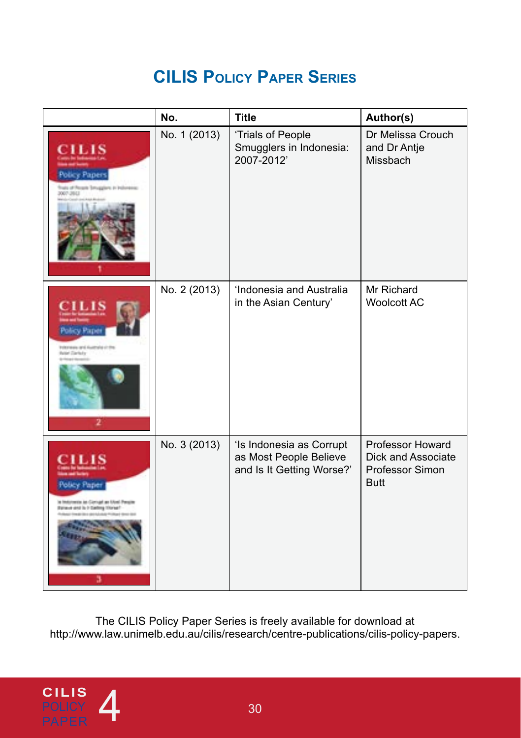## CILIS Policy Paper Series

| | No. | Title | Author(s) |
|---|---|---|---|
| | No. 1 (2013) | 'Trials of People Smugglers in Indonesia: 2007-2012' | Dr Melissa Crouch and Dr Antje Missbach |
| | No. 2 (2013) | 'Indonesia and Australia in the Asian Century' | Mr Richard Woolcott AC |
| | No. 3 (2013) | 'Is Indonesia as Corrupt as Most People Believe and Is It Getting Worse?' | Professor Howard Dick and Associate Professor Simon Butt |

The CILIS Policy Paper Series is freely available for download at http://www.law.unimelb.edu.au/cilis/research/centre-publications/cilis-policy-papers.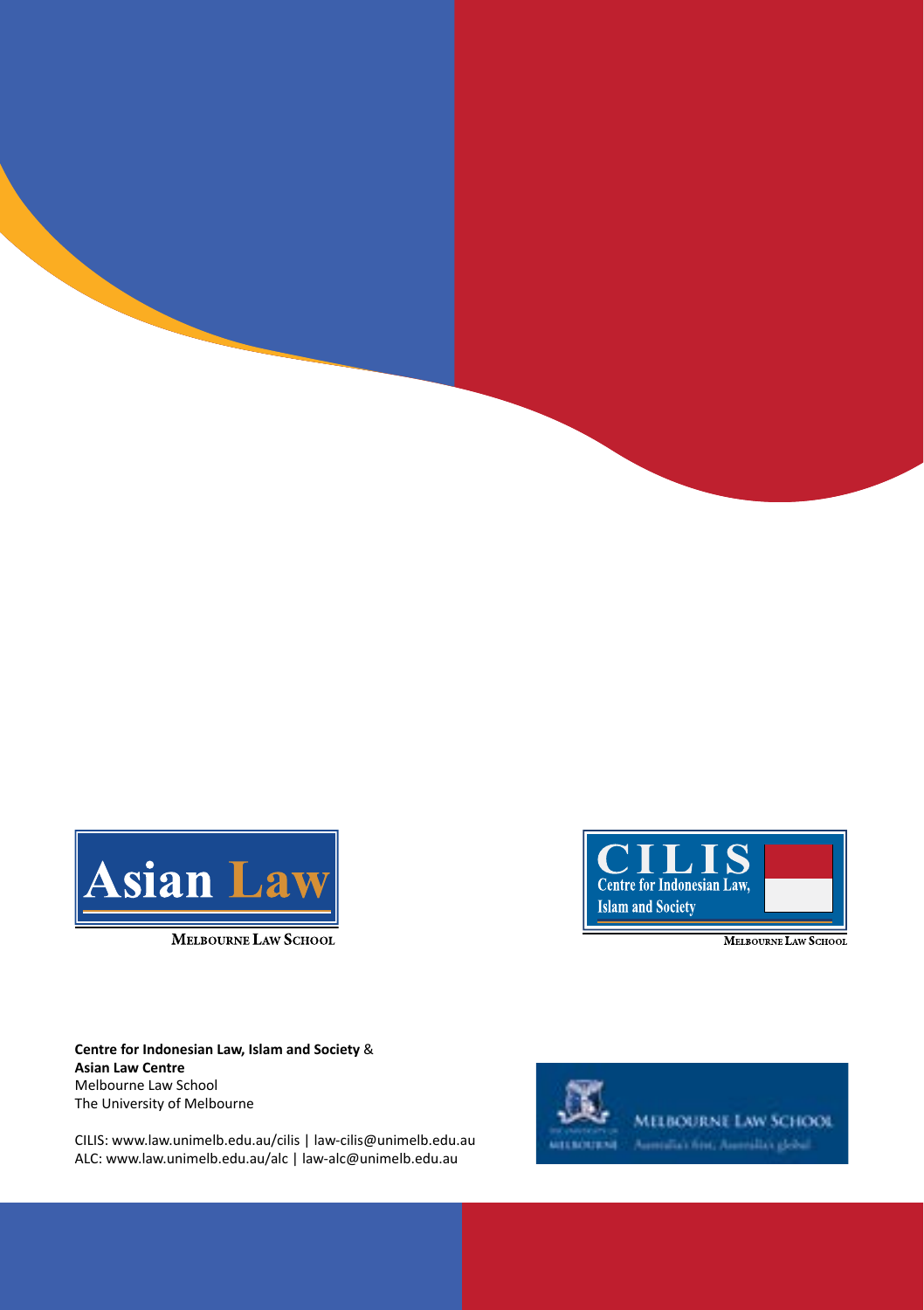Asian Law

MELBOURNE LAW SCHOOL

CILIS
Centre for Indonesian Law, Islam and Society

MELBOURNE LAW SCHOOL

**Centre for Indonesian Law, Islam and Society** &
**Asian Law Centre**
Melbourne Law School
The University of Melbourne

CILIS: www.law.unimelb.edu.au/cilis | law-cilis@unimelb.edu.au
ALC: www.law.unimelb.edu.au/alc | law-alc@unimelb.edu.au

THE UNIVERSITY OF MELBOURNE

MELBOURNE LAW SCHOOL
Australia's first, Australia's global